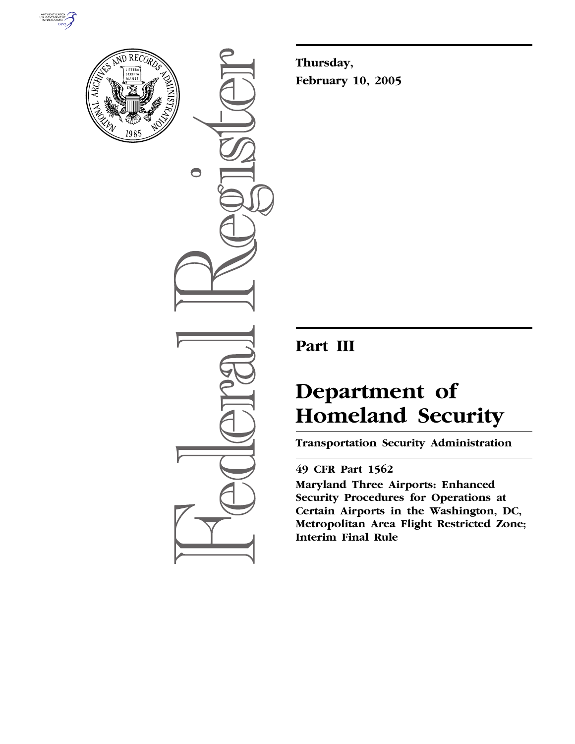**Thursday,**

**February 10, 2005**

## Part III

# Department of Homeland Security

**Transportation Security Administration**

**49 CFR Part 1562**

**Maryland Three Airports: Enhanced Security Procedures for Operations at Certain Airports in the Washington, DC, Metropolitan Area Flight Restricted Zone; Interim Final Rule**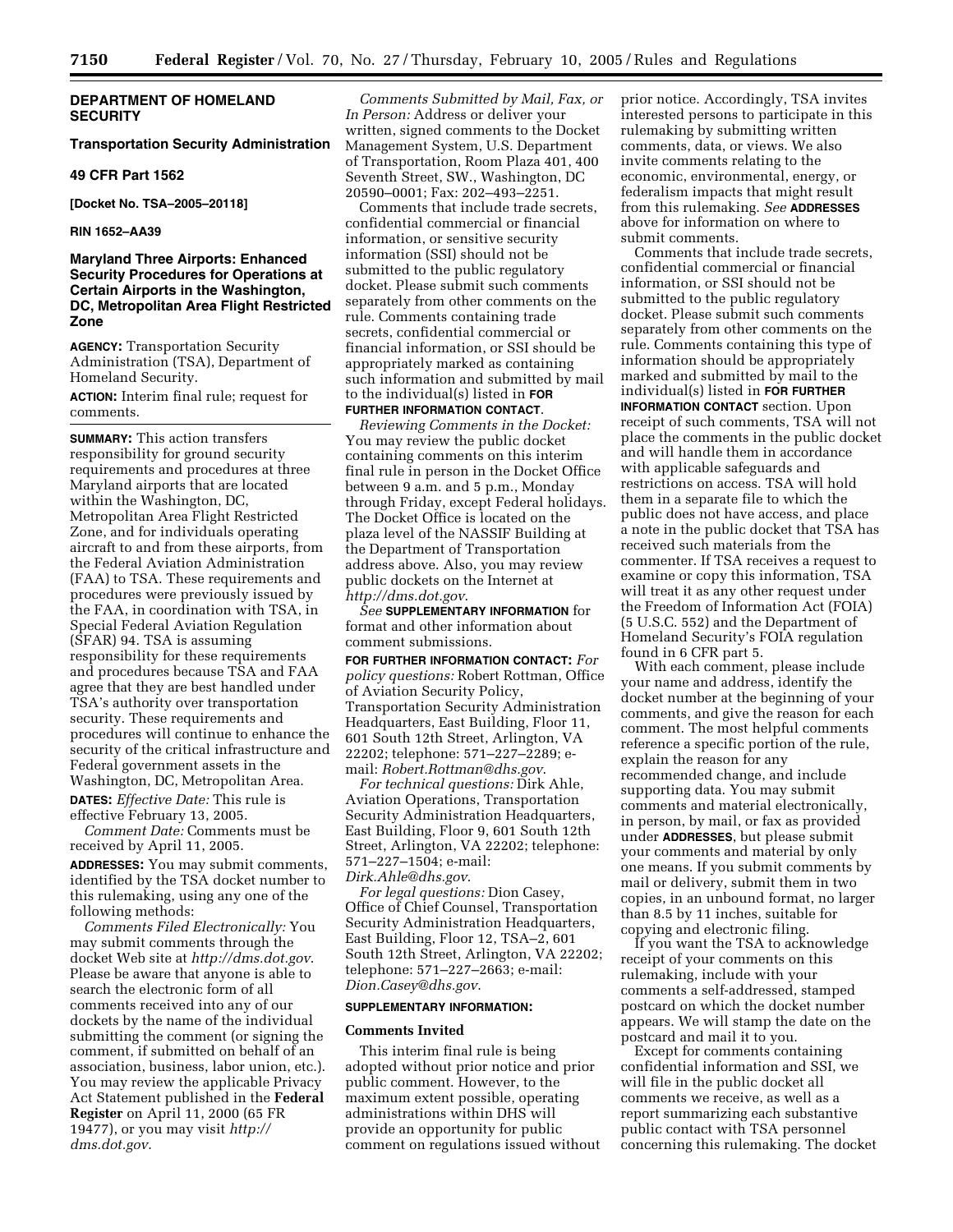**DEPARTMENT OF HOMELAND SECURITY**

**Transportation Security Administration**

**49 CFR Part 1562**

**[Docket No. TSA–2005–20118]**

**RIN 1652–AA39**

# Maryland Three Airports: Enhanced Security Procedures for Operations at Certain Airports in the Washington, DC, Metropolitan Area Flight Restricted Zone

**AGENCY:** Transportation Security Administration (TSA), Department of Homeland Security.

**ACTION:** Interim final rule; request for comments.

**SUMMARY:** This action transfers responsibility for ground security requirements and procedures at three Maryland airports that are located within the Washington, DC, Metropolitan Area Flight Restricted Zone, and for individuals operating aircraft to and from these airports, from the Federal Aviation Administration (FAA) to TSA. These requirements and procedures were previously issued by the FAA, in coordination with TSA, in Special Federal Aviation Regulation (SFAR) 94. TSA is assuming responsibility for these requirements and procedures because TSA and FAA agree that they are best handled under TSA's authority over transportation security. These requirements and procedures will continue to enhance the security of the critical infrastructure and Federal government assets in the Washington, DC, Metropolitan Area.

**DATES:** *Effective Date:* This rule is effective February 13, 2005.

*Comment Date:* Comments must be received by April 11, 2005.

**ADDRESSES:** You may submit comments, identified by the TSA docket number to this rulemaking, using any one of the following methods:

*Comments Filed Electronically:* You may submit comments through the docket Web site at *http://dms.dot.gov*. Please be aware that anyone is able to search the electronic form of all comments received into any of our dockets by the name of the individual submitting the comment (or signing the comment, if submitted on behalf of an association, business, labor union, etc.). You may review the applicable Privacy Act Statement published in the **Federal Register** on April 11, 2000 (65 FR 19477), or you may visit *http://dms.dot.gov*.

*Comments Submitted by Mail, Fax, or In Person:* Address or deliver your written, signed comments to the Docket Management System, U.S. Department of Transportation, Room Plaza 401, 400 Seventh Street, SW., Washington, DC 20590–0001; Fax: 202–493–2251.

Comments that include trade secrets, confidential commercial or financial information, or sensitive security information (SSI) should not be submitted to the public regulatory docket. Please submit such comments separately from other comments on the rule. Comments containing trade secrets, confidential commercial or financial information, or SSI should be appropriately marked as containing such information and submitted by mail to the individual(s) listed in **FOR FURTHER INFORMATION CONTACT**.

*Reviewing Comments in the Docket:* You may review the public docket containing comments on this interim final rule in person in the Docket Office between 9 a.m. and 5 p.m., Monday through Friday, except Federal holidays. The Docket Office is located on the plaza level of the NASSIF Building at the Department of Transportation address above. Also, you may review public dockets on the Internet at *http://dms.dot.gov*.

*See* **SUPPLEMENTARY INFORMATION** for format and other information about comment submissions.

**FOR FURTHER INFORMATION CONTACT:** *For policy questions:* Robert Rottman, Office of Aviation Security Policy, Transportation Security Administration Headquarters, East Building, Floor 11, 601 South 12th Street, Arlington, VA 22202; telephone: 571–227–2289; e-mail: *Robert.Rottman@dhs.gov*.

*For technical questions:* Dirk Ahle, Aviation Operations, Transportation Security Administration Headquarters, East Building, Floor 9, 601 South 12th Street, Arlington, VA 22202; telephone: 571–227–1504; e-mail: *Dirk.Ahle@dhs.gov*.

*For legal questions:* Dion Casey, Office of Chief Counsel, Transportation Security Administration Headquarters, East Building, Floor 12, TSA–2, 601 South 12th Street, Arlington, VA 22202; telephone: 571–227–2663; e-mail: *Dion.Casey@dhs.gov*.

**SUPPLEMENTARY INFORMATION:**

## Comments Invited

This interim final rule is being adopted without prior notice and prior public comment. However, to the maximum extent possible, operating administrations within DHS will provide an opportunity for public comment on regulations issued without prior notice. Accordingly, TSA invites interested persons to participate in this rulemaking by submitting written comments, data, or views. We also invite comments relating to the economic, environmental, energy, or federalism impacts that might result from this rulemaking. *See* **ADDRESSES** above for information on where to submit comments.

Comments that include trade secrets, confidential commercial or financial information, or SSI should not be submitted to the public regulatory docket. Please submit such comments separately from other comments on the rule. Comments containing this type of information should be appropriately marked and submitted by mail to the individual(s) listed in **FOR FURTHER INFORMATION CONTACT** section. Upon receipt of such comments, TSA will not place the comments in the public docket and will handle them in accordance with applicable safeguards and restrictions on access. TSA will hold them in a separate file to which the public does not have access, and place a note in the public docket that TSA has received such materials from the commenter. If TSA receives a request to examine or copy this information, TSA will treat it as any other request under the Freedom of Information Act (FOIA) (5 U.S.C. 552) and the Department of Homeland Security's FOIA regulation found in 6 CFR part 5.

With each comment, please include your name and address, identify the docket number at the beginning of your comments, and give the reason for each comment. The most helpful comments reference a specific portion of the rule, explain the reason for any recommended change, and include supporting data. You may submit comments and material electronically, in person, by mail, or fax as provided under **ADDRESSES**, but please submit your comments and material by only one means. If you submit comments by mail or delivery, submit them in two copies, in an unbound format, no larger than 8.5 by 11 inches, suitable for copying and electronic filing.

If you want the TSA to acknowledge receipt of your comments on this rulemaking, include with your comments a self-addressed, stamped postcard on which the docket number appears. We will stamp the date on the postcard and mail it to you.

Except for comments containing confidential information and SSI, we will file in the public docket all comments we receive, as well as a report summarizing each substantive public contact with TSA personnel concerning this rulemaking. The docket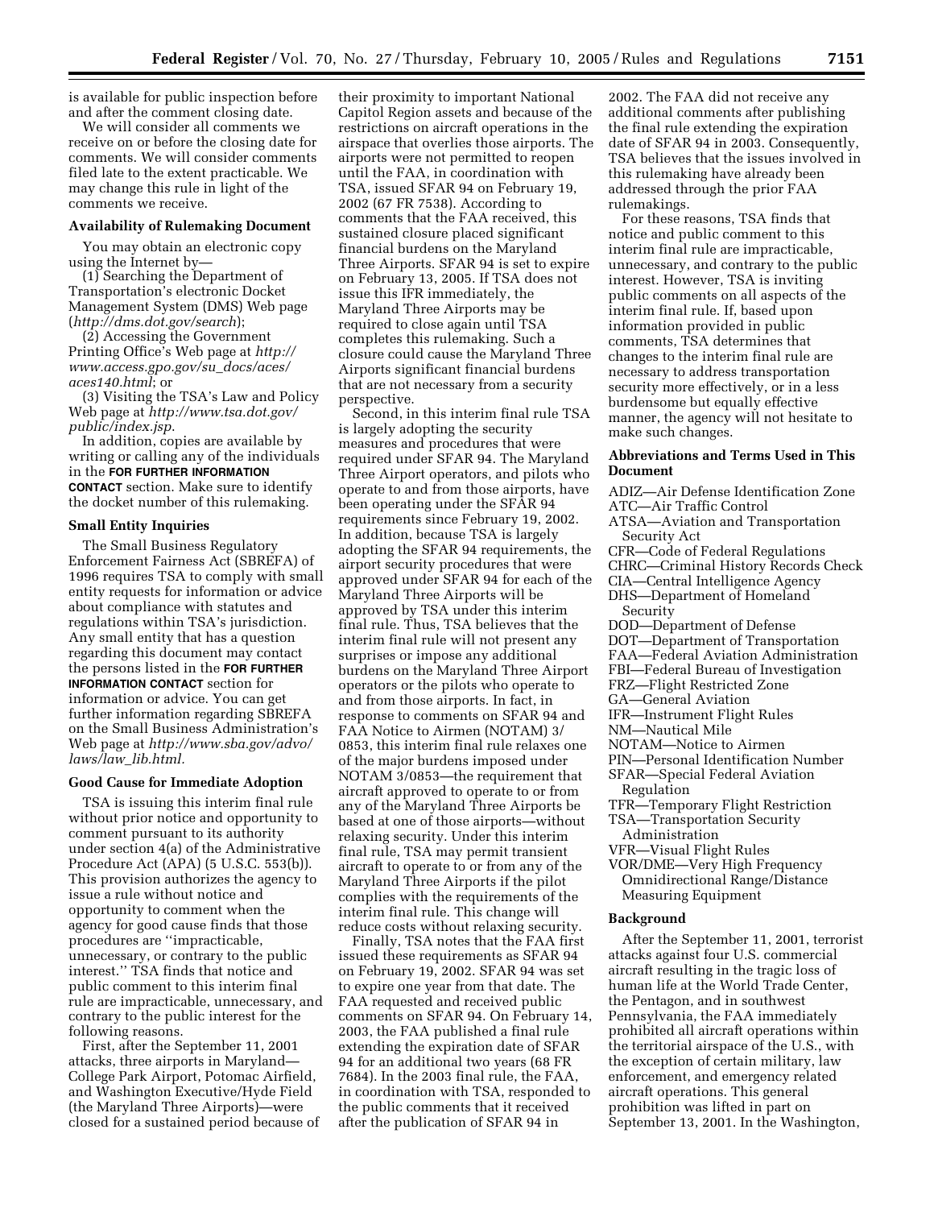is available for public inspection before and after the comment closing date.

We will consider all comments we receive on or before the closing date for comments. We will consider comments filed late to the extent practicable. We may change this rule in light of the comments we receive.

### Availability of Rulemaking Document

You may obtain an electronic copy using the Internet by—

(1) Searching the Department of Transportation's electronic Docket Management System (DMS) Web page (*http://dms.dot.gov/search*);

(2) Accessing the Government Printing Office's Web page at *http://www.access.gpo.gov/su_docs/aces/aces140.html*; or

(3) Visiting the TSA's Law and Policy Web page at *http://www.tsa.dot.gov/public/index.jsp*.

In addition, copies are available by writing or calling any of the individuals in the **FOR FURTHER INFORMATION CONTACT** section. Make sure to identify the docket number of this rulemaking.

### Small Entity Inquiries

The Small Business Regulatory Enforcement Fairness Act (SBREFA) of 1996 requires TSA to comply with small entity requests for information or advice about compliance with statutes and regulations within TSA's jurisdiction. Any small entity that has a question regarding this document may contact the persons listed in the **FOR FURTHER INFORMATION CONTACT** section for information or advice. You can get further information regarding SBREFA on the Small Business Administration's Web page at *http://www.sba.gov/advo/laws/law_lib.html.*

### Good Cause for Immediate Adoption

TSA is issuing this interim final rule without prior notice and opportunity to comment pursuant to its authority under section 4(a) of the Administrative Procedure Act (APA) (5 U.S.C. 553(b)). This provision authorizes the agency to issue a rule without notice and opportunity to comment when the agency for good cause finds that those procedures are ''impracticable, unnecessary, or contrary to the public interest.'' TSA finds that notice and public comment to this interim final rule are impracticable, unnecessary, and contrary to the public interest for the following reasons.

First, after the September 11, 2001 attacks, three airports in Maryland—College Park Airport, Potomac Airfield, and Washington Executive/Hyde Field (the Maryland Three Airports)—were closed for a sustained period because of their proximity to important National Capitol Region assets and because of the restrictions on aircraft operations in the airspace that overlies those airports. The airports were not permitted to reopen until the FAA, in coordination with TSA, issued SFAR 94 on February 19, 2002 (67 FR 7538). According to comments that the FAA received, this sustained closure placed significant financial burdens on the Maryland Three Airports. SFAR 94 is set to expire on February 13, 2005. If TSA does not issue this IFR immediately, the Maryland Three Airports may be required to close again until TSA completes this rulemaking. Such a closure could cause the Maryland Three Airports significant financial burdens that are not necessary from a security perspective.

Second, in this interim final rule TSA is largely adopting the security measures and procedures that were required under SFAR 94. The Maryland Three Airport operators, and pilots who operate to and from those airports, have been operating under the SFAR 94 requirements since February 19, 2002. In addition, because TSA is largely adopting the SFAR 94 requirements, the airport security procedures that were approved under SFAR 94 for each of the Maryland Three Airports will be approved by TSA under this interim final rule. Thus, TSA believes that the interim final rule will not present any surprises or impose any additional burdens on the Maryland Three Airport operators or the pilots who operate to and from those airports. In fact, in response to comments on SFAR 94 and FAA Notice to Airmen (NOTAM) 3/0853, this interim final rule relaxes one of the major burdens imposed under NOTAM 3/0853—the requirement that aircraft approved to operate to or from any of the Maryland Three Airports be based at one of those airports—without relaxing security. Under this interim final rule, TSA may permit transient aircraft to operate to or from any of the Maryland Three Airports if the pilot complies with the requirements of the interim final rule. This change will reduce costs without relaxing security.

Finally, TSA notes that the FAA first issued these requirements as SFAR 94 on February 19, 2002. SFAR 94 was set to expire one year from that date. The FAA requested and received public comments on SFAR 94. On February 14, 2003, the FAA published a final rule extending the expiration date of SFAR 94 for an additional two years (68 FR 7684). In the 2003 final rule, the FAA, in coordination with TSA, responded to the public comments that it received after the publication of SFAR 94 in 2002. The FAA did not receive any additional comments after publishing the final rule extending the expiration date of SFAR 94 in 2003. Consequently, TSA believes that the issues involved in this rulemaking have already been addressed through the prior FAA rulemakings.

For these reasons, TSA finds that notice and public comment to this interim final rule are impracticable, unnecessary, and contrary to the public interest. However, TSA is inviting public comments on all aspects of the interim final rule. If, based upon information provided in public comments, TSA determines that changes to the interim final rule are necessary to address transportation security more effectively, or in a less burdensome but equally effective manner, the agency will not hesitate to make such changes.

### Abbreviations and Terms Used in This Document

ADIZ—Air Defense Identification Zone
ATC—Air Traffic Control
ATSA—Aviation and Transportation Security Act
CFR—Code of Federal Regulations
CHRC—Criminal History Records Check
CIA—Central Intelligence Agency
DHS—Department of Homeland Security
DOD—Department of Defense
DOT—Department of Transportation
FAA—Federal Aviation Administration
FBI—Federal Bureau of Investigation
FRZ—Flight Restricted Zone
GA—General Aviation
IFR—Instrument Flight Rules
NM—Nautical Mile
NOTAM—Notice to Airmen
PIN—Personal Identification Number
SFAR—Special Federal Aviation Regulation
TFR—Temporary Flight Restriction
TSA—Transportation Security Administration
VFR—Visual Flight Rules
VOR/DME—Very High Frequency Omnidirectional Range/Distance Measuring Equipment

### Background

After the September 11, 2001, terrorist attacks against four U.S. commercial aircraft resulting in the tragic loss of human life at the World Trade Center, the Pentagon, and in southwest Pennsylvania, the FAA immediately prohibited all aircraft operations within the territorial airspace of the U.S., with the exception of certain military, law enforcement, and emergency related aircraft operations. This general prohibition was lifted in part on September 13, 2001. In the Washington,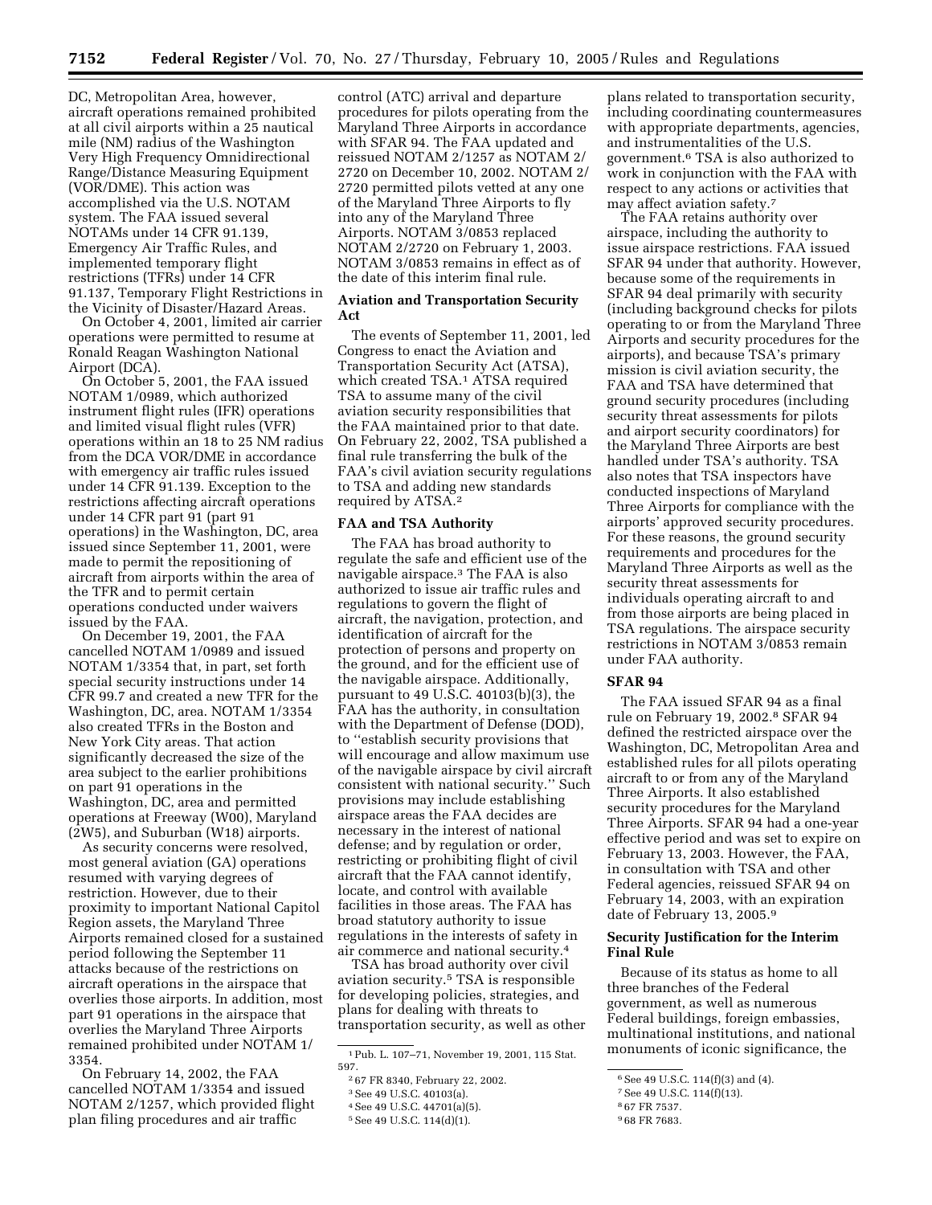DC, Metropolitan Area, however, aircraft operations remained prohibited at all civil airports within a 25 nautical mile (NM) radius of the Washington Very High Frequency Omnidirectional Range/Distance Measuring Equipment (VOR/DME). This action was accomplished via the U.S. NOTAM system. The FAA issued several NOTAMs under 14 CFR 91.139, Emergency Air Traffic Rules, and implemented temporary flight restrictions (TFRs) under 14 CFR 91.137, Temporary Flight Restrictions in the Vicinity of Disaster/Hazard Areas.

On October 4, 2001, limited air carrier operations were permitted to resume at Ronald Reagan Washington National Airport (DCA).

On October 5, 2001, the FAA issued NOTAM 1/0989, which authorized instrument flight rules (IFR) operations and limited visual flight rules (VFR) operations within an 18 to 25 NM radius from the DCA VOR/DME in accordance with emergency air traffic rules issued under 14 CFR 91.139. Exception to the restrictions affecting aircraft operations under 14 CFR part 91 (part 91 operations) in the Washington, DC, area issued since September 11, 2001, were made to permit the repositioning of aircraft from airports within the area of the TFR and to permit certain operations conducted under waivers issued by the FAA.

On December 19, 2001, the FAA cancelled NOTAM 1/0989 and issued NOTAM 1/3354 that, in part, set forth special security instructions under 14 CFR 99.7 and created a new TFR for the Washington, DC, area. NOTAM 1/3354 also created TFRs in the Boston and New York City areas. That action significantly decreased the size of the area subject to the earlier prohibitions on part 91 operations in the Washington, DC, area and permitted operations at Freeway (W00), Maryland (2W5), and Suburban (W18) airports.

As security concerns were resolved, most general aviation (GA) operations resumed with varying degrees of restriction. However, due to their proximity to important National Capitol Region assets, the Maryland Three Airports remained closed for a sustained period following the September 11 attacks because of the restrictions on aircraft operations in the airspace that overlies those airports. In addition, most part 91 operations in the airspace that overlies the Maryland Three Airports remained prohibited under NOTAM 1/3354.

On February 14, 2002, the FAA cancelled NOTAM 1/3354 and issued NOTAM 2/1257, which provided flight plan filing procedures and air traffic control (ATC) arrival and departure procedures for pilots operating from the Maryland Three Airports in accordance with SFAR 94. The FAA updated and reissued NOTAM 2/1257 as NOTAM 2/2720 on December 10, 2002. NOTAM 2/2720 permitted pilots vetted at any one of the Maryland Three Airports to fly into any of the Maryland Three Airports. NOTAM 3/0853 replaced NOTAM 2/2720 on February 1, 2003. NOTAM 3/0853 remains in effect as of the date of this interim final rule.

### Aviation and Transportation Security Act

The events of September 11, 2001, led Congress to enact the Aviation and Transportation Security Act (ATSA), which created TSA.[1] ATSA required TSA to assume many of the civil aviation security responsibilities that the FAA maintained prior to that date. On February 22, 2002, TSA published a final rule transferring the bulk of the FAA's civil aviation security regulations to TSA and adding new standards required by ATSA.[2]

### FAA and TSA Authority

The FAA has broad authority to regulate the safe and efficient use of the navigable airspace.[3] The FAA is also authorized to issue air traffic rules and regulations to govern the flight of aircraft, the navigation, protection, and identification of aircraft for the protection of persons and property on the ground, and for the efficient use of the navigable airspace. Additionally, pursuant to 49 U.S.C. 40103(b)(3), the FAA has the authority, in consultation with the Department of Defense (DOD), to "establish security provisions that will encourage and allow maximum use of the navigable airspace by civil aircraft consistent with national security." Such provisions may include establishing airspace areas the FAA decides are necessary in the interest of national defense; and by regulation or order, restricting or prohibiting flight of civil aircraft that the FAA cannot identify, locate, and control with available facilities in those areas. The FAA has broad statutory authority to issue regulations in the interests of safety in air commerce and national security.[4]

TSA has broad authority over civil aviation security.[5] TSA is responsible for developing policies, strategies, and plans for dealing with threats to transportation security, as well as other plans related to transportation security, including coordinating countermeasures with appropriate departments, agencies, and instrumentalities of the U.S. government.[6] TSA is also authorized to work in conjunction with the FAA with respect to any actions or activities that may affect aviation safety.[7]

The FAA retains authority over airspace, including the authority to issue airspace restrictions. FAA issued SFAR 94 under that authority. However, because some of the requirements in SFAR 94 deal primarily with security (including background checks for pilots operating to or from the Maryland Three Airports and security procedures for the airports), and because TSA's primary mission is civil aviation security, the FAA and TSA have determined that ground security procedures (including security threat assessments for pilots and airport security coordinators) for the Maryland Three Airports are best handled under TSA's authority. TSA also notes that TSA inspectors have conducted inspections of Maryland Three Airports for compliance with the airports' approved security procedures. For these reasons, the ground security requirements and procedures for the Maryland Three Airports as well as the security threat assessments for individuals operating aircraft to and from those airports are being placed in TSA regulations. The airspace security restrictions in NOTAM 3/0853 remain under FAA authority.

### SFAR 94

The FAA issued SFAR 94 as a final rule on February 19, 2002.[8] SFAR 94 defined the restricted airspace over the Washington, DC, Metropolitan Area and established rules for all pilots operating aircraft to or from any of the Maryland Three Airports. It also established security procedures for the Maryland Three Airports. SFAR 94 had a one-year effective period and was set to expire on February 13, 2003. However, the FAA, in consultation with TSA and other Federal agencies, reissued SFAR 94 on February 14, 2003, with an expiration date of February 13, 2005.[9]

### Security Justification for the Interim Final Rule

Because of its status as home to all three branches of the Federal government, as well as numerous Federal buildings, foreign embassies, multinational institutions, and national monuments of iconic significance, the

---

[1] Pub. L. 107–71, November 19, 2001, 115 Stat. 597.

[2] 67 FR 8340, February 22, 2002.

[3] See 49 U.S.C. 40103(a).

[4] See 49 U.S.C. 44701(a)(5).

[5] See 49 U.S.C. 114(d)(1).

[6] See 49 U.S.C. 114(f)(3) and (4).

[7] See 49 U.S.C. 114(f)(13).

[8] 67 FR 7537.

[9] 68 FR 7683.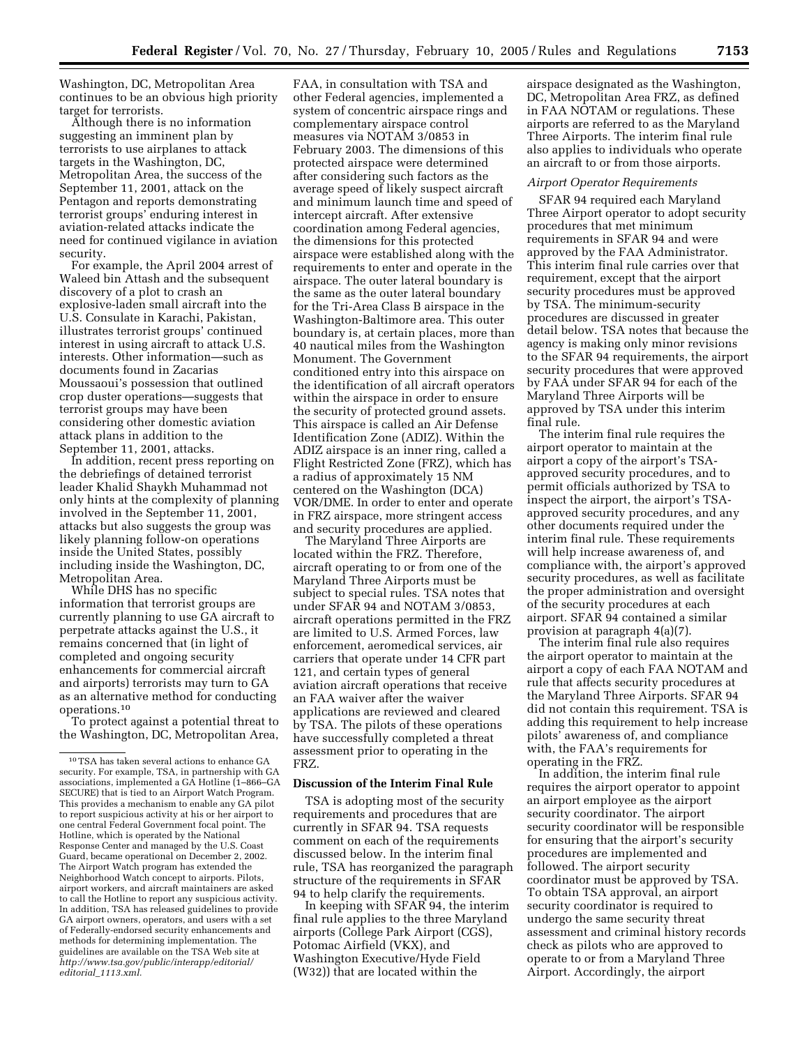Washington, DC, Metropolitan Area continues to be an obvious high priority target for terrorists.

Although there is no information suggesting an imminent plan by terrorists to use airplanes to attack targets in the Washington, DC, Metropolitan Area, the success of the September 11, 2001, attack on the Pentagon and reports demonstrating terrorist groups' enduring interest in aviation-related attacks indicate the need for continued vigilance in aviation security.

For example, the April 2004 arrest of Waleed bin Attash and the subsequent discovery of a plot to crash an explosive-laden small aircraft into the U.S. Consulate in Karachi, Pakistan, illustrates terrorist groups' continued interest in using aircraft to attack U.S. interests. Other information—such as documents found in Zacarias Moussaoui's possession that outlined crop duster operations—suggests that terrorist groups may have been considering other domestic aviation attack plans in addition to the September 11, 2001, attacks.

In addition, recent press reporting on the debriefings of detained terrorist leader Khalid Shaykh Muhammad not only hints at the complexity of planning involved in the September 11, 2001, attacks but also suggests the group was likely planning follow-on operations inside the United States, possibly including inside the Washington, DC, Metropolitan Area.

While DHS has no specific information that terrorist groups are currently planning to use GA aircraft to perpetrate attacks against the U.S., it remains concerned that (in light of completed and ongoing security enhancements for commercial aircraft and airports) terrorists may turn to GA as an alternative method for conducting operations.[10]

To protect against a potential threat to the Washington, DC, Metropolitan Area, FAA, in consultation with TSA and other Federal agencies, implemented a system of concentric airspace rings and complementary airspace control measures via NOTAM 3/0853 in February 2003. The dimensions of this protected airspace were determined after considering such factors as the average speed of likely suspect aircraft and minimum launch time and speed of intercept aircraft. After extensive coordination among Federal agencies, the dimensions for this protected airspace were established along with the requirements to enter and operate in the airspace. The outer lateral boundary is the same as the outer lateral boundary for the Tri-Area Class B airspace in the Washington-Baltimore area. This outer boundary is, at certain places, more than 40 nautical miles from the Washington Monument. The Government conditioned entry into this airspace on the identification of all aircraft operators within the airspace in order to ensure the security of protected ground assets. This airspace is called an Air Defense Identification Zone (ADIZ). Within the ADIZ airspace is an inner ring, called a Flight Restricted Zone (FRZ), which has a radius of approximately 15 NM centered on the Washington (DCA) VOR/DME. In order to enter and operate in FRZ airspace, more stringent access and security procedures are applied.

The Maryland Three Airports are located within the FRZ. Therefore, aircraft operating to or from one of the Maryland Three Airports must be subject to special rules. TSA notes that under SFAR 94 and NOTAM 3/0853, aircraft operations permitted in the FRZ are limited to U.S. Armed Forces, law enforcement, aeromedical services, air carriers that operate under 14 CFR part 121, and certain types of general aviation aircraft operations that receive an FAA waiver after the waiver applications are reviewed and cleared by TSA. The pilots of these operations have successfully completed a threat assessment prior to operating in the FRZ.

## Discussion of the Interim Final Rule

TSA is adopting most of the security requirements and procedures that are currently in SFAR 94. TSA requests comment on each of the requirements discussed below. In the interim final rule, TSA has reorganized the paragraph structure of the requirements in SFAR 94 to help clarify the requirements.

In keeping with SFAR 94, the interim final rule applies to the three Maryland airports (College Park Airport (CGS), Potomac Airfield (VKX), and Washington Executive/Hyde Field (W32)) that are located within the airspace designated as the Washington, DC, Metropolitan Area FRZ, as defined in FAA NOTAM or regulations. These airports are referred to as the Maryland Three Airports. The interim final rule also applies to individuals who operate an aircraft to or from those airports.

### *Airport Operator Requirements*

SFAR 94 required each Maryland Three Airport operator to adopt security procedures that met minimum requirements in SFAR 94 and were approved by the FAA Administrator. This interim final rule carries over that requirement, except that the airport security procedures must be approved by TSA. The minimum-security procedures are discussed in greater detail below. TSA notes that because the agency is making only minor revisions to the SFAR 94 requirements, the airport security procedures that were approved by FAA under SFAR 94 for each of the Maryland Three Airports will be approved by TSA under this interim final rule.

The interim final rule requires the airport operator to maintain at the airport a copy of the airport's TSA-approved security procedures, and to permit officials authorized by TSA to inspect the airport, the airport's TSA-approved security procedures, and any other documents required under the interim final rule. These requirements will help increase awareness of, and compliance with, the airport's approved security procedures, as well as facilitate the proper administration and oversight of the security procedures at each airport. SFAR 94 contained a similar provision at paragraph 4(a)(7).

The interim final rule also requires the airport operator to maintain at the airport a copy of each FAA NOTAM and rule that affects security procedures at the Maryland Three Airports. SFAR 94 did not contain this requirement. TSA is adding this requirement to help increase pilots' awareness of, and compliance with, the FAA's requirements for operating in the FRZ.

In addition, the interim final rule requires the airport operator to appoint an airport employee as the airport security coordinator. The airport security coordinator will be responsible for ensuring that the airport's security procedures are implemented and followed. The airport security coordinator must be approved by TSA. To obtain TSA approval, an airport security coordinator is required to undergo the same security threat assessment and criminal history records check as pilots who are approved to operate to or from a Maryland Three Airport. Accordingly, the airport

---

[10] TSA has taken several actions to enhance GA security. For example, TSA, in partnership with GA associations, implemented a GA Hotline (1–866–GA SECURE) that is tied to an Airport Watch Program. This provides a mechanism to enable any GA pilot to report suspicious activity at his or her airport to one central Federal Government focal point. The Hotline, which is operated by the National Response Center and managed by the U.S. Coast Guard, became operational on December 2, 2002. The Airport Watch program has extended the Neighborhood Watch concept to airports. Pilots, airport workers, and aircraft maintainers are asked to call the Hotline to report any suspicious activity. In addition, TSA has released guidelines to provide GA airport owners, operators, and users with a set of Federally-endorsed security enhancements and methods for determining implementation. The guidelines are available on the TSA Web site at *http://www.tsa.gov/public/interapp/editorial/editorial_1113.xml.*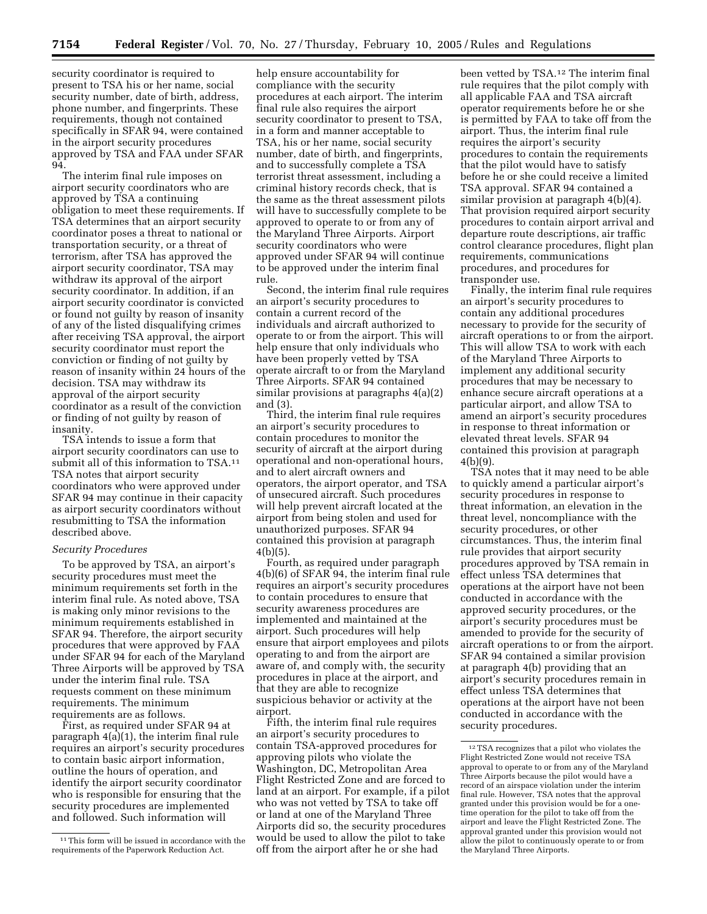security coordinator is required to present to TSA his or her name, social security number, date of birth, address, phone number, and fingerprints. These requirements, though not contained specifically in SFAR 94, were contained in the airport security procedures approved by TSA and FAA under SFAR 94.

The interim final rule imposes on airport security coordinators who are approved by TSA a continuing obligation to meet these requirements. If TSA determines that an airport security coordinator poses a threat to national or transportation security, or a threat of terrorism, after TSA has approved the airport security coordinator, TSA may withdraw its approval of the airport security coordinator. In addition, if an airport security coordinator is convicted or found not guilty by reason of insanity of any of the listed disqualifying crimes after receiving TSA approval, the airport security coordinator must report the conviction or finding of not guilty by reason of insanity within 24 hours of the decision. TSA may withdraw its approval of the airport security coordinator as a result of the conviction or finding of not guilty by reason of insanity.

TSA intends to issue a form that airport security coordinators can use to submit all of this information to TSA.[11] TSA notes that airport security coordinators who were approved under SFAR 94 may continue in their capacity as airport security coordinators without resubmitting to TSA the information described above.

*Security Procedures*

To be approved by TSA, an airport's security procedures must meet the minimum requirements set forth in the interim final rule. As noted above, TSA is making only minor revisions to the minimum requirements established in SFAR 94. Therefore, the airport security procedures that were approved by FAA under SFAR 94 for each of the Maryland Three Airports will be approved by TSA under the interim final rule. TSA requests comment on these minimum requirements. The minimum requirements are as follows.

First, as required under SFAR 94 at paragraph 4(a)(1), the interim final rule requires an airport's security procedures to contain basic airport information, outline the hours of operation, and identify the airport security coordinator who is responsible for ensuring that the security procedures are implemented and followed. Such information will help ensure accountability for compliance with the security procedures at each airport. The interim final rule also requires the airport security coordinator to present to TSA, in a form and manner acceptable to TSA, his or her name, social security number, date of birth, and fingerprints, and to successfully complete a TSA terrorist threat assessment, including a criminal history records check, that is the same as the threat assessment pilots will have to successfully complete to be approved to operate to or from any of the Maryland Three Airports. Airport security coordinators who were approved under SFAR 94 will continue to be approved under the interim final rule.

Second, the interim final rule requires an airport's security procedures to contain a current record of the individuals and aircraft authorized to operate to or from the airport. This will help ensure that only individuals who have been properly vetted by TSA operate aircraft to or from the Maryland Three Airports. SFAR 94 contained similar provisions at paragraphs 4(a)(2) and (3).

Third, the interim final rule requires an airport's security procedures to contain procedures to monitor the security of aircraft at the airport during operational and non-operational hours, and to alert aircraft owners and operators, the airport operator, and TSA of unsecured aircraft. Such procedures will help prevent aircraft located at the airport from being stolen and used for unauthorized purposes. SFAR 94 contained this provision at paragraph 4(b)(5).

Fourth, as required under paragraph 4(b)(6) of SFAR 94, the interim final rule requires an airport's security procedures to contain procedures to ensure that security awareness procedures are implemented and maintained at the airport. Such procedures will help ensure that airport employees and pilots operating to and from the airport are aware of, and comply with, the security procedures in place at the airport, and that they are able to recognize suspicious behavior or activity at the airport.

Fifth, the interim final rule requires an airport's security procedures to contain TSA-approved procedures for approving pilots who violate the Washington, DC, Metropolitan Area Flight Restricted Zone and are forced to land at an airport. For example, if a pilot who was not vetted by TSA to take off or land at one of the Maryland Three Airports did so, the security procedures would be used to allow the pilot to take off from the airport after he or she had been vetted by TSA.[12] The interim final rule requires that the pilot comply with all applicable FAA and TSA aircraft operator requirements before he or she is permitted by FAA to take off from the airport. Thus, the interim final rule requires the airport's security procedures to contain the requirements that the pilot would have to satisfy before he or she could receive a limited TSA approval. SFAR 94 contained a similar provision at paragraph 4(b)(4). That provision required airport security procedures to contain airport arrival and departure route descriptions, air traffic control clearance procedures, flight plan requirements, communications procedures, and procedures for transponder use.

Finally, the interim final rule requires an airport's security procedures to contain any additional procedures necessary to provide for the security of aircraft operations to or from the airport. This will allow TSA to work with each of the Maryland Three Airports to implement any additional security procedures that may be necessary to enhance secure aircraft operations at a particular airport, and allow TSA to amend an airport's security procedures in response to threat information or elevated threat levels. SFAR 94 contained this provision at paragraph 4(b)(9).

TSA notes that it may need to be able to quickly amend a particular airport's security procedures in response to threat information, an elevation in the threat level, noncompliance with the security procedures, or other circumstances. Thus, the interim final rule provides that airport security procedures approved by TSA remain in effect unless TSA determines that operations at the airport have not been conducted in accordance with the approved security procedures, or the airport's security procedures must be amended to provide for the security of aircraft operations to or from the airport. SFAR 94 contained a similar provision at paragraph 4(b) providing that an airport's security procedures remain in effect unless TSA determines that operations at the airport have not been conducted in accordance with the security procedures.

---

[11] This form will be issued in accordance with the requirements of the Paperwork Reduction Act.

[12] TSA recognizes that a pilot who violates the Flight Restricted Zone would not receive TSA approval to operate to or from any of the Maryland Three Airports because the pilot would have a record of an airspace violation under the interim final rule. However, TSA notes that the approval granted under this provision would be for a one-time operation for the pilot to take off from the airport and leave the Flight Restricted Zone. The approval granted under this provision would not allow the pilot to continuously operate to or from the Maryland Three Airports.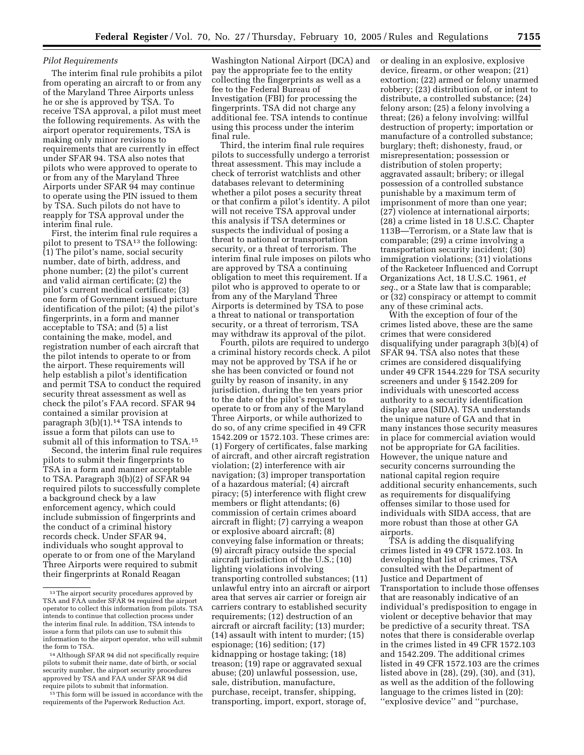*Pilot Requirements*

The interim final rule prohibits a pilot from operating an aircraft to or from any of the Maryland Three Airports unless he or she is approved by TSA. To receive TSA approval, a pilot must meet the following requirements. As with the airport operator requirements, TSA is making only minor revisions to requirements that are currently in effect under SFAR 94. TSA also notes that pilots who were approved to operate to or from any of the Maryland Three Airports under SFAR 94 may continue to operate using the PIN issued to them by TSA. Such pilots do not have to reapply for TSA approval under the interim final rule.

First, the interim final rule requires a pilot to present to TSA[13] the following: (1) The pilot's name, social security number, date of birth, address, and phone number; (2) the pilot's current and valid airman certificate; (2) the pilot's current medical certificate; (3) one form of Government issued picture identification of the pilot; (4) the pilot's fingerprints, in a form and manner acceptable to TSA; and (5) a list containing the make, model, and registration number of each aircraft that the pilot intends to operate to or from the airport. These requirements will help establish a pilot's identification and permit TSA to conduct the required security threat assessment as well as check the pilot's FAA record. SFAR 94 contained a similar provision at paragraph 3(b)(1).[14] TSA intends to issue a form that pilots can use to submit all of this information to TSA.[15]

Second, the interim final rule requires pilots to submit their fingerprints to TSA in a form and manner acceptable to TSA. Paragraph 3(b)(2) of SFAR 94 required pilots to successfully complete a background check by a law enforcement agency, which could include submission of fingerprints and the conduct of a criminal history records check. Under SFAR 94, individuals who sought approval to operate to or from one of the Maryland Three Airports were required to submit their fingerprints at Ronald Reagan Washington National Airport (DCA) and pay the appropriate fee to the entity collecting the fingerprints as well as a fee to the Federal Bureau of Investigation (FBI) for processing the fingerprints. TSA did not charge any additional fee. TSA intends to continue using this process under the interim final rule.

Third, the interim final rule requires pilots to successfully undergo a terrorist threat assessment. This may include a check of terrorist watchlists and other databases relevant to determining whether a pilot poses a security threat or that confirm a pilot's identity. A pilot will not receive TSA approval under this analysis if TSA determines or suspects the individual of posing a threat to national or transportation security, or a threat of terrorism. The interim final rule imposes on pilots who are approved by TSA a continuing obligation to meet this requirement. If a pilot who is approved to operate to or from any of the Maryland Three Airports is determined by TSA to pose a threat to national or transportation security, or a threat of terrorism, TSA may withdraw its approval of the pilot.

Fourth, pilots are required to undergo a criminal history records check. A pilot may not be approved by TSA if he or she has been convicted or found not guilty by reason of insanity, in any jurisdiction, during the ten years prior to the date of the pilot's request to operate to or from any of the Maryland Three Airports, or while authorized to do so, of any crime specified in 49 CFR 1542.209 or 1572.103. These crimes are: (1) Forgery of certificates, false marking of aircraft, and other aircraft registration violation; (2) interference with air navigation; (3) improper transportation of a hazardous material; (4) aircraft piracy; (5) interference with flight crew members or flight attendants; (6) commission of certain crimes aboard aircraft in flight; (7) carrying a weapon or explosive aboard aircraft; (8) conveying false information or threats; (9) aircraft piracy outside the special aircraft jurisdiction of the U.S.; (10) lighting violations involving transporting controlled substances; (11) unlawful entry into an aircraft or airport area that serves air carrier or foreign air carriers contrary to established security requirements; (12) destruction of an aircraft or aircraft facility; (13) murder; (14) assault with intent to murder; (15) espionage; (16) sedition; (17) kidnapping or hostage taking; (18) treason; (19) rape or aggravated sexual abuse; (20) unlawful possession, use, sale, distribution, manufacture, purchase, receipt, transfer, shipping, transporting, import, export, storage of, or dealing in an explosive, explosive device, firearm, or other weapon; (21) extortion; (22) armed or felony unarmed robbery; (23) distribution of, or intent to distribute, a controlled substance; (24) felony arson; (25) a felony involving a threat; (26) a felony involving: willful destruction of property; importation or manufacture of a controlled substance; burglary; theft; dishonesty, fraud, or misrepresentation; possession or distribution of stolen property; aggravated assault; bribery; or illegal possession of a controlled substance punishable by a maximum term of imprisonment of more than one year; (27) violence at international airports; (28) a crime listed in 18 U.S.C. Chapter 113B—Terrorism, or a State law that is comparable; (29) a crime involving a transportation security incident; (30) immigration violations; (31) violations of the Racketeer Influenced and Corrupt Organizations Act, 18 U.S.C. 1961, *et seq.*, or a State law that is comparable; or (32) conspiracy or attempt to commit any of these criminal acts.

With the exception of four of the crimes listed above, these are the same crimes that were considered disqualifying under paragraph 3(b)(4) of SFAR 94. TSA also notes that these crimes are considered disqualifying under 49 CFR 1544.229 for TSA security screeners and under § 1542.209 for individuals with unescorted access authority to a security identification display area (SIDA). TSA understands the unique nature of GA and that in many instances those security measures in place for commercial aviation would not be appropriate for GA facilities. However, the unique nature and security concerns surrounding the national capital region require additional security enhancements, such as requirements for disqualifying offenses similar to those used for individuals with SIDA access, that are more robust than those at other GA airports.

TSA is adding the disqualifying crimes listed in 49 CFR 1572.103. In developing that list of crimes, TSA consulted with the Department of Justice and Department of Transportation to include those offenses that are reasonably indicative of an individual's predisposition to engage in violent or deceptive behavior that may be predictive of a security threat. TSA notes that there is considerable overlap in the crimes listed in 49 CFR 1572.103 and 1542.209. The additional crimes listed in 49 CFR 1572.103 are the crimes listed above in (28), (29), (30), and (31), as well as the addition of the following language to the crimes listed in (20): ''explosive device'' and ''purchase,

---

[13] The airport security procedures approved by TSA and FAA under SFAR 94 required the airport operator to collect this information from pilots. TSA intends to continue that collection process under the interim final rule. In addition, TSA intends to issue a form that pilots can use to submit this information to the airport operator, who will submit the form to TSA.

[14] Although SFAR 94 did not specifically require pilots to submit their name, date of birth, or social security number, the airport security procedures approved by TSA and FAA under SFAR 94 did require pilots to submit that information.

[15] This form will be issued in accordance with the requirements of the Paperwork Reduction Act.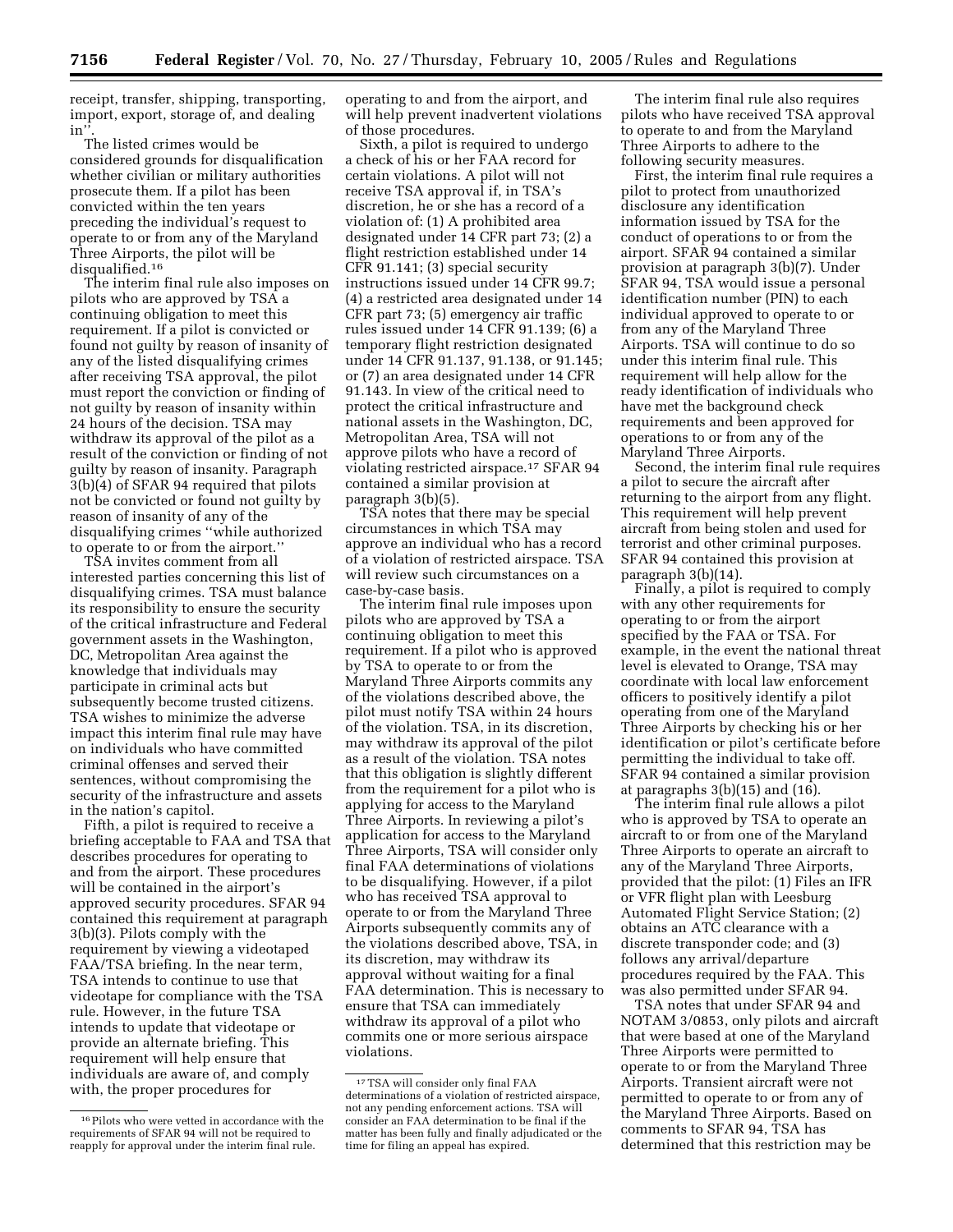receipt, transfer, shipping, transporting, import, export, storage of, and dealing in''.

The listed crimes would be considered grounds for disqualification whether civilian or military authorities prosecute them. If a pilot has been convicted within the ten years preceding the individual's request to operate to or from any of the Maryland Three Airports, the pilot will be disqualified.[16]

The interim final rule also imposes on pilots who are approved by TSA a continuing obligation to meet this requirement. If a pilot is convicted or found not guilty by reason of insanity of any of the listed disqualifying crimes after receiving TSA approval, the pilot must report the conviction or finding of not guilty by reason of insanity within 24 hours of the decision. TSA may withdraw its approval of the pilot as a result of the conviction or finding of not guilty by reason of insanity. Paragraph 3(b)(4) of SFAR 94 required that pilots not be convicted or found not guilty by reason of insanity of any of the disqualifying crimes ''while authorized to operate to or from the airport.''

TSA invites comment from all interested parties concerning this list of disqualifying crimes. TSA must balance its responsibility to ensure the security of the critical infrastructure and Federal government assets in the Washington, DC, Metropolitan Area against the knowledge that individuals may participate in criminal acts but subsequently become trusted citizens. TSA wishes to minimize the adverse impact this interim final rule may have on individuals who have committed criminal offenses and served their sentences, without compromising the security of the infrastructure and assets in the nation's capitol.

Fifth, a pilot is required to receive a briefing acceptable to FAA and TSA that describes procedures for operating to and from the airport. These procedures will be contained in the airport's approved security procedures. SFAR 94 contained this requirement at paragraph 3(b)(3). Pilots comply with the requirement by viewing a videotaped FAA/TSA briefing. In the near term, TSA intends to continue to use that videotape for compliance with the TSA rule. However, in the future TSA intends to update that videotape or provide an alternate briefing. This requirement will help ensure that individuals are aware of, and comply with, the proper procedures for operating to and from the airport, and will help prevent inadvertent violations of those procedures.

Sixth, a pilot is required to undergo a check of his or her FAA record for certain violations. A pilot will not receive TSA approval if, in TSA's discretion, he or she has a record of a violation of: (1) A prohibited area designated under 14 CFR part 73; (2) a flight restriction established under 14 CFR 91.141; (3) special security instructions issued under 14 CFR 99.7; (4) a restricted area designated under 14 CFR part 73; (5) emergency air traffic rules issued under 14 CFR 91.139; (6) a temporary flight restriction designated under 14 CFR 91.137, 91.138, or 91.145; or (7) an area designated under 14 CFR 91.143. In view of the critical need to protect the critical infrastructure and national assets in the Washington, DC, Metropolitan Area, TSA will not approve pilots who have a record of violating restricted airspace.[17] SFAR 94 contained a similar provision at paragraph 3(b)(5).

TSA notes that there may be special circumstances in which TSA may approve an individual who has a record of a violation of restricted airspace. TSA will review such circumstances on a case-by-case basis.

The interim final rule imposes upon pilots who are approved by TSA a continuing obligation to meet this requirement. If a pilot who is approved by TSA to operate to or from the Maryland Three Airports commits any of the violations described above, the pilot must notify TSA within 24 hours of the violation. TSA, in its discretion, may withdraw its approval of the pilot as a result of the violation. TSA notes that this obligation is slightly different from the requirement for a pilot who is applying for access to the Maryland Three Airports. In reviewing a pilot's application for access to the Maryland Three Airports, TSA will consider only final FAA determinations of violations to be disqualifying. However, if a pilot who has received TSA approval to operate to or from the Maryland Three Airports subsequently commits any of the violations described above, TSA, in its discretion, may withdraw its approval without waiting for a final FAA determination. This is necessary to ensure that TSA can immediately withdraw its approval of a pilot who commits one or more serious airspace violations.

The interim final rule also requires pilots who have received TSA approval to operate to and from the Maryland Three Airports to adhere to the following security measures.

First, the interim final rule requires a pilot to protect from unauthorized disclosure any identification information issued by TSA for the conduct of operations to or from the airport. SFAR 94 contained a similar provision at paragraph 3(b)(7). Under SFAR 94, TSA would issue a personal identification number (PIN) to each individual approved to operate to or from any of the Maryland Three Airports. TSA will continue to do so under this interim final rule. This requirement will help allow for the ready identification of individuals who have met the background check requirements and been approved for operations to or from any of the Maryland Three Airports.

Second, the interim final rule requires a pilot to secure the aircraft after returning to the airport from any flight. This requirement will help prevent aircraft from being stolen and used for terrorist and other criminal purposes. SFAR 94 contained this provision at paragraph 3(b)(14).

Finally, a pilot is required to comply with any other requirements for operating to or from the airport specified by the FAA or TSA. For example, in the event the national threat level is elevated to Orange, TSA may coordinate with local law enforcement officers to positively identify a pilot operating from one of the Maryland Three Airports by checking his or her identification or pilot's certificate before permitting the individual to take off. SFAR 94 contained a similar provision at paragraphs 3(b)(15) and (16).

The interim final rule allows a pilot who is approved by TSA to operate an aircraft to or from one of the Maryland Three Airports to operate an aircraft to any of the Maryland Three Airports, provided that the pilot: (1) Files an IFR or VFR flight plan with Leesburg Automated Flight Service Station; (2) obtains an ATC clearance with a discrete transponder code; and (3) follows any arrival/departure procedures required by the FAA. This was also permitted under SFAR 94.

TSA notes that under SFAR 94 and NOTAM 3/0853, only pilots and aircraft that were based at one of the Maryland Three Airports were permitted to operate to or from the Maryland Three Airports. Transient aircraft were not permitted to operate to or from any of the Maryland Three Airports. Based on comments to SFAR 94, TSA has determined that this restriction may be

---

[16] Pilots who were vetted in accordance with the requirements of SFAR 94 will not be required to reapply for approval under the interim final rule.

[17] TSA will consider only final FAA determinations of a violation of restricted airspace, not any pending enforcement actions. TSA will consider an FAA determination to be final if the matter has been fully and finally adjudicated or the time for filing an appeal has expired.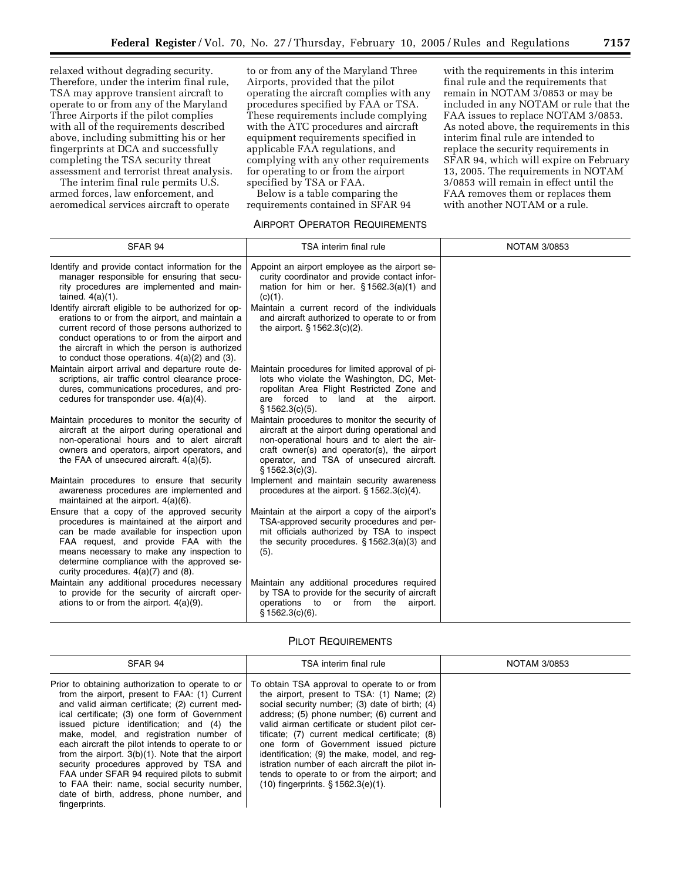relaxed without degrading security. Therefore, under the interim final rule, TSA may approve transient aircraft to operate to or from any of the Maryland Three Airports if the pilot complies with all of the requirements described above, including submitting his or her fingerprints at DCA and successfully completing the TSA security threat assessment and terrorist threat analysis.

The interim final rule permits U.S. armed forces, law enforcement, and aeromedical services aircraft to operate to or from any of the Maryland Three Airports, provided that the pilot operating the aircraft complies with any procedures specified by FAA or TSA. These requirements include complying with the ATC procedures and aircraft equipment requirements specified in applicable FAA regulations, and complying with any other requirements for operating to or from the airport specified by TSA or FAA.

Below is a table comparing the requirements contained in SFAR 94 with the requirements in this interim final rule and the requirements that remain in NOTAM 3/0853 or may be included in any NOTAM or rule that the FAA issues to replace NOTAM 3/0853. As noted above, the requirements in this interim final rule are intended to replace the security requirements in SFAR 94, which will expire on February 13, 2005. The requirements in NOTAM 3/0853 will remain in effect until the FAA removes them or replaces them with another NOTAM or a rule.

### Airport Operator Requirements

| SFAR 94 | TSA interim final rule | NOTAM 3/0853 |
|---|---|---|
| Identify and provide contact information for the manager responsible for ensuring that security procedures are implemented and maintained. 4(a)(1). | Appoint an airport employee as the airport security coordinator and provide contact information for him or her. § 1562.3(a)(1) and (c)(1). | |
| Identify aircraft eligible to be authorized for operations to or from the airport, and maintain a current record of those persons authorized to conduct operations to or from the airport and the aircraft in which the person is authorized to conduct those operations. 4(a)(2) and (3). | Maintain a current record of the individuals and aircraft authorized to operate to or from the airport. § 1562.3(c)(2). | |
| Maintain airport arrival and departure route descriptions, air traffic control clearance procedures, communications procedures, and procedures for transponder use. 4(a)(4). | Maintain procedures for limited approval of pilots who violate the Washington, DC, Metropolitan Area Flight Restricted Zone and are forced to land at the airport. § 1562.3(c)(5). | |
| Maintain procedures to monitor the security of aircraft at the airport during operational and non-operational hours and to alert aircraft owners and operators, airport operators, and the FAA of unsecured aircraft. 4(a)(5). | Maintain procedures to monitor the security of aircraft at the airport during operational and non-operational hours and to alert the aircraft owner(s) and operator(s), the airport operator, and TSA of unsecured aircraft. § 1562.3(c)(3). | |
| Maintain procedures to ensure that security awareness procedures are implemented and maintained at the airport. 4(a)(6). | Implement and maintain security awareness procedures at the airport. § 1562.3(c)(4). | |
| Ensure that a copy of the approved security procedures is maintained at the airport and can be made available for inspection upon FAA request, and provide FAA with the means necessary to make any inspection to determine compliance with the approved security procedures. 4(a)(7) and (8). | Maintain at the airport a copy of the airport's TSA-approved security procedures and permit officials authorized by TSA to inspect the security procedures. § 1562.3(a)(3) and (5). | |
| Maintain any additional procedures necessary to provide for the security of aircraft operations to or from the airport. 4(a)(9). | Maintain any additional procedures required by TSA to provide for the security of aircraft operations to or from the airport. § 1562.3(c)(6). | |

### Pilot Requirements

| SFAR 94 | TSA interim final rule | NOTAM 3/0853 |
|---|---|---|
| Prior to obtaining authorization to operate to or from the airport, present to FAA: (1) Current and valid airman certificate; (2) current medical certificate; (3) one form of Government issued picture identification; and (4) the make, model, and registration number of each aircraft the pilot intends to operate to or from the airport. 3(b)(1). Note that the airport security procedures approved by TSA and FAA under SFAR 94 required pilots to submit to FAA their: name, social security number, date of birth, address, phone number, and fingerprints. | To obtain TSA approval to operate to or from the airport, present to TSA: (1) Name; (2) social security number; (3) date of birth; (4) address; (5) phone number; (6) current and valid airman certificate or student pilot certificate; (7) current medical certificate; (8) one form of Government issued picture identification; (9) the make, model, and registration number of each aircraft the pilot intends to operate to or from the airport; and (10) fingerprints. § 1562.3(e)(1). | |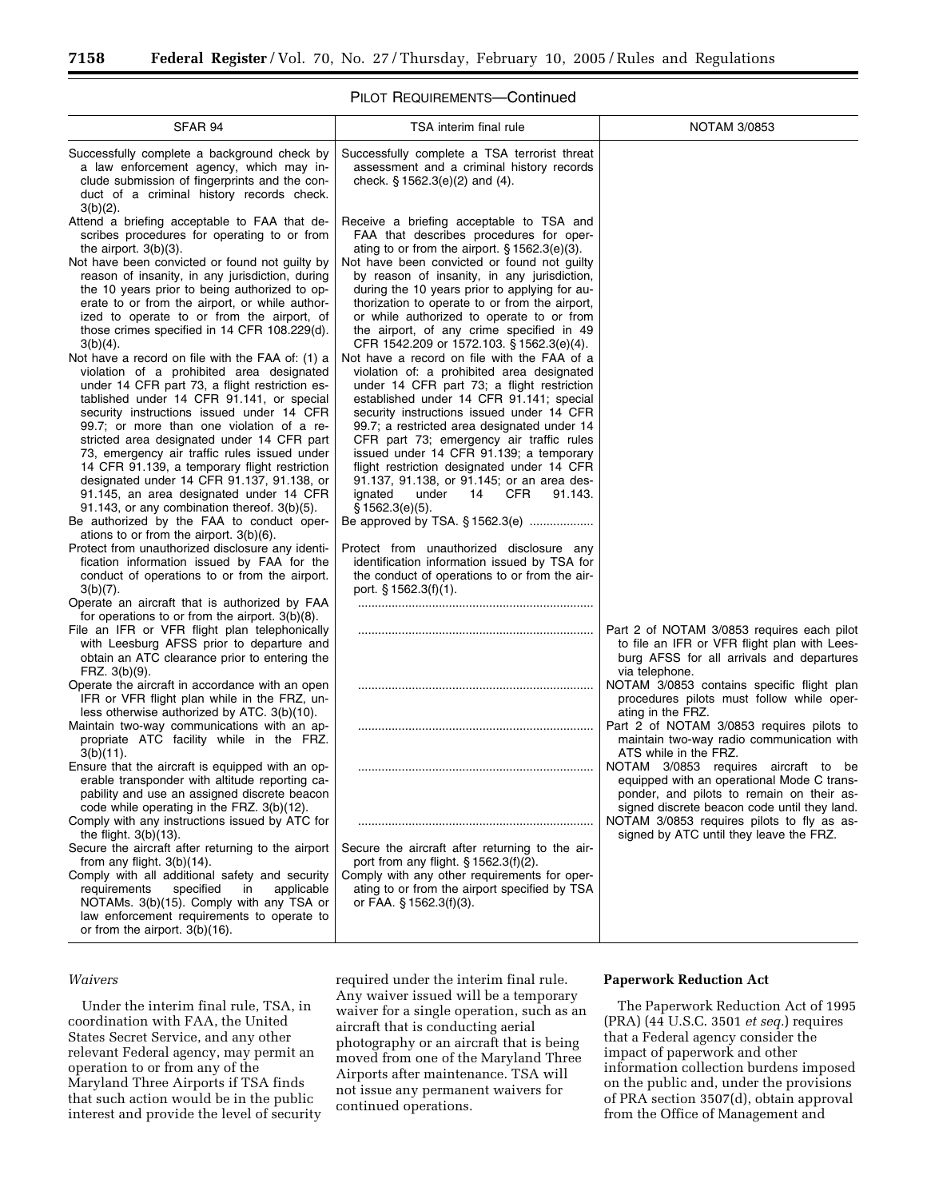PILOT REQUIREMENTS—Continued

| SFAR 94 | TSA interim final rule | NOTAM 3/0853 |
|---|---|---|
| Successfully complete a background check by a law enforcement agency, which may include submission of fingerprints and the conduct of a criminal history records check. 3(b)(2). | Successfully complete a TSA terrorist threat assessment and a criminal history records check. § 1562.3(e)(2) and (4). | |
| Attend a briefing acceptable to FAA that describes procedures for operating to or from the airport. 3(b)(3). | Receive a briefing acceptable to TSA and FAA that describes procedures for operating to or from the airport. § 1562.3(e)(3). | |
| Not have been convicted or found not guilty by reason of insanity, in any jurisdiction, during the 10 years prior to being authorized to operate to or from the airport, or while authorized to operate to or from the airport, of those crimes specified in 14 CFR 108.229(d). 3(b)(4). | Not have been convicted or found not guilty by reason of insanity, in any jurisdiction, during the 10 years prior to applying for authorization to operate to or from the airport, or while authorized to operate to or from the airport, of any crime specified in 49 CFR 1542.209 or 1572.103. § 1562.3(e)(4). | |
| Not have a record on file with the FAA of: (1) a violation of a prohibited area designated under 14 CFR part 73, a flight restriction established under 14 CFR 91.141, or special security instructions issued under 14 CFR 99.7; or more than one violation of a restricted area designated under 14 CFR part 73, emergency air traffic rules issued under 14 CFR 91.139, a temporary flight restriction designated under 14 CFR 91.137, 91.138, or 91.145, an area designated under 14 CFR 91.143, or any combination thereof. 3(b)(5). | Not have a record on file with the FAA of a violation of: a prohibited area designated under 14 CFR part 73; a flight restriction established under 14 CFR 91.141; special security instructions issued under 14 CFR 99.7; a restricted area designated under 14 CFR part 73; emergency air traffic rules issued under 14 CFR 91.139; a temporary flight restriction designated under 14 CFR 91.137, 91.138, or 91.145; or an area designated under 14 CFR 91.143. § 1562.3(e)(5). | |
| Be authorized by the FAA to conduct operations to or from the airport. 3(b)(6). | Be approved by TSA. § 1562.3(e) .................. | |
| Protect from unauthorized disclosure any identification information issued by FAA for the conduct of operations to or from the airport. 3(b)(7). | Protect from unauthorized disclosure any identification information issued by TSA for the conduct of operations to or from the airport. § 1562.3(f)(1). | |
| Operate an aircraft that is authorized by FAA for operations to or from the airport. 3(b)(8). | .................................................................... | |
| File an IFR or VFR flight plan telephonically with Leesburg AFSS prior to departure and obtain an ATC clearance prior to entering the FRZ. 3(b)(9). | .................................................................... | Part 2 of NOTAM 3/0853 requires each pilot to file an IFR or VFR flight plan with Leesburg AFSS for all arrivals and departures via telephone. |
| Operate the aircraft in accordance with an open IFR or VFR flight plan while in the FRZ, unless otherwise authorized by ATC. 3(b)(10). | .................................................................... | NOTAM 3/0853 contains specific flight plan procedures pilots must follow while operating in the FRZ. |
| Maintain two-way communications with an appropriate ATC facility while in the FRZ. 3(b)(11). | .................................................................... | Part 2 of NOTAM 3/0853 requires pilots to maintain two-way radio communication with ATS while in the FRZ. |
| Ensure that the aircraft is equipped with an operable transponder with altitude reporting capability and use an assigned discrete beacon code while operating in the FRZ. 3(b)(12). | .................................................................... | NOTAM 3/0853 requires aircraft to be equipped with an operational Mode C transponder, and pilots to remain on their assigned discrete beacon code until they land. |
| Comply with any instructions issued by ATC for the flight. 3(b)(13). | .................................................................... | NOTAM 3/0853 requires pilots to fly as assigned by ATC until they leave the FRZ. |
| Secure the aircraft after returning to the airport from any flight. 3(b)(14). | Secure the aircraft after returning to the airport from any flight. § 1562.3(f)(2). | |
| Comply with all additional safety and security requirements specified in applicable NOTAMs. 3(b)(15). Comply with any TSA or law enforcement requirements to operate to or from the airport. 3(b)(16). | Comply with any other requirements for operating to or from the airport specified by TSA or FAA. § 1562.3(f)(3). | |

*Waivers*

Under the interim final rule, TSA, in coordination with FAA, the United States Secret Service, and any other relevant Federal agency, may permit an operation to or from any of the Maryland Three Airports if TSA finds that such action would be in the public interest and provide the level of security required under the interim final rule. Any waiver issued will be a temporary waiver for a single operation, such as an aircraft that is conducting aerial photography or an aircraft that is being moved from one of the Maryland Three Airports after maintenance. TSA will not issue any permanent waivers for continued operations.

**Paperwork Reduction Act**

The Paperwork Reduction Act of 1995 (PRA) (44 U.S.C. 3501 *et seq.*) requires that a Federal agency consider the impact of paperwork and other information collection burdens imposed on the public and, under the provisions of PRA section 3507(d), obtain approval from the Office of Management and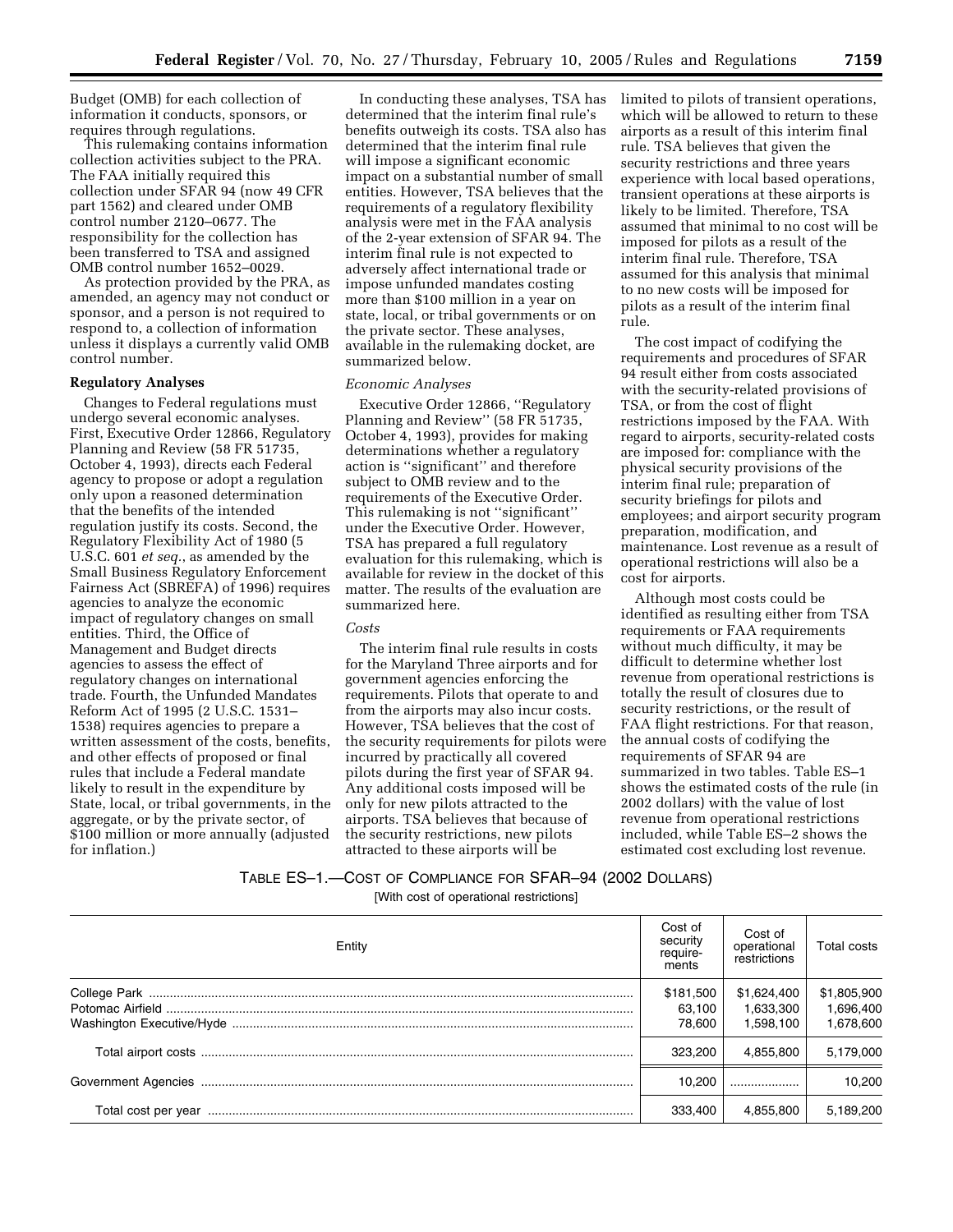Budget (OMB) for each collection of information it conducts, sponsors, or requires through regulations.

This rulemaking contains information collection activities subject to the PRA. The FAA initially required this collection under SFAR 94 (now 49 CFR part 1562) and cleared under OMB control number 2120–0677. The responsibility for the collection has been transferred to TSA and assigned OMB control number 1652–0029.

As protection provided by the PRA, as amended, an agency may not conduct or sponsor, and a person is not required to respond to, a collection of information unless it displays a currently valid OMB control number.

**Regulatory Analyses**

Changes to Federal regulations must undergo several economic analyses. First, Executive Order 12866, Regulatory Planning and Review (58 FR 51735, October 4, 1993), directs each Federal agency to propose or adopt a regulation only upon a reasoned determination that the benefits of the intended regulation justify its costs. Second, the Regulatory Flexibility Act of 1980 (5 U.S.C. 601 *et seq.*, as amended by the Small Business Regulatory Enforcement Fairness Act (SBREFA) of 1996) requires agencies to analyze the economic impact of regulatory changes on small entities. Third, the Office of Management and Budget directs agencies to assess the effect of regulatory changes on international trade. Fourth, the Unfunded Mandates Reform Act of 1995 (2 U.S.C. 1531–1538) requires agencies to prepare a written assessment of the costs, benefits, and other effects of proposed or final rules that include a Federal mandate likely to result in the expenditure by State, local, or tribal governments, in the aggregate, or by the private sector, of $100 million or more annually (adjusted for inflation.)

In conducting these analyses, TSA has determined that the interim final rule's benefits outweigh its costs. TSA also has determined that the interim final rule will impose a significant economic impact on a substantial number of small entities. However, TSA believes that the requirements of a regulatory flexibility analysis were met in the FAA analysis of the 2-year extension of SFAR 94. The interim final rule is not expected to adversely affect international trade or impose unfunded mandates costing more than $100 million in a year on state, local, or tribal governments or on the private sector. These analyses, available in the rulemaking docket, are summarized below.

*Economic Analyses*

Executive Order 12866, ''Regulatory Planning and Review'' (58 FR 51735, October 4, 1993), provides for making determinations whether a regulatory action is ''significant'' and therefore subject to OMB review and to the requirements of the Executive Order. This rulemaking is not ''significant'' under the Executive Order. However, TSA has prepared a full regulatory evaluation for this rulemaking, which is available for review in the docket of this matter. The results of the evaluation are summarized here.

*Costs*

The interim final rule results in costs for the Maryland Three airports and for government agencies enforcing the requirements. Pilots that operate to and from the airports may also incur costs. However, TSA believes that the cost of the security requirements for pilots were incurred by practically all covered pilots during the first year of SFAR 94. Any additional costs imposed will be only for new pilots attracted to the airports. TSA believes that because of the security restrictions, new pilots attracted to these airports will be limited to pilots of transient operations, which will be allowed to return to these airports as a result of this interim final rule. TSA believes that given the security restrictions and three years experience with local based operations, transient operations at these airports is likely to be limited. Therefore, TSA assumed that minimal to no cost will be imposed for pilots as a result of the interim final rule. Therefore, TSA assumed for this analysis that minimal to no new costs will be imposed for pilots as a result of the interim final rule.

The cost impact of codifying the requirements and procedures of SFAR 94 result either from costs associated with the security-related provisions of TSA, or from the cost of flight restrictions imposed by the FAA. With regard to airports, security-related costs are imposed for: compliance with the physical security provisions of the interim final rule; preparation of security briefings for pilots and employees; and airport security program preparation, modification, and maintenance. Lost revenue as a result of operational restrictions will also be a cost for airports.

Although most costs could be identified as resulting either from TSA requirements or FAA requirements without much difficulty, it may be difficult to determine whether lost revenue from operational restrictions is totally the result of closures due to security restrictions, or the result of FAA flight restrictions. For that reason, the annual costs of codifying the requirements of SFAR 94 are summarized in two tables. Table ES–1 shows the estimated costs of the rule (in 2002 dollars) with the value of lost revenue from operational restrictions included, while Table ES–2 shows the estimated cost excluding lost revenue.

TABLE ES–1.—COST OF COMPLIANCE FOR SFAR–94 (2002 DOLLARS)

[With cost of operational restrictions]

| Entity | Cost of security requirements | Cost of operational restrictions | Total costs |
|---|---|---|---|
| College Park | $181,500 | $1,624,400 | $1,805,900 |
| Potomac Airfield | 63,100 | 1,633,300 | 1,696,400 |
| Washington Executive/Hyde | 78,600 | 1,598,100 | 1,678,600 |
| Total airport costs | 323,200 | 4,855,800 | 5,179,000 |
| Government Agencies | 10,200 | .................... | 10,200 |
| Total cost per year | 333,400 | 4,855,800 | 5,189,200 |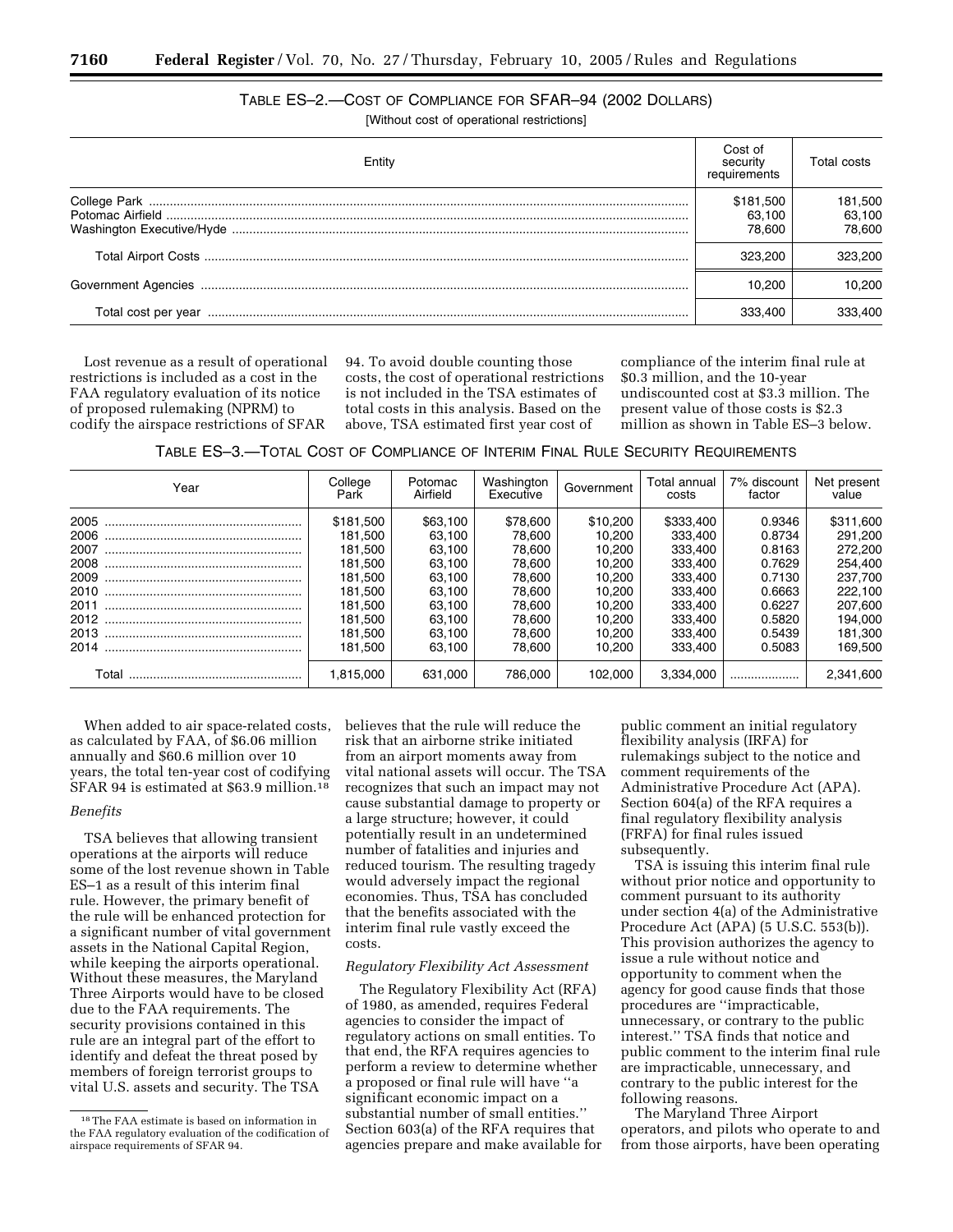TABLE ES–2.—COST OF COMPLIANCE FOR SFAR–94 (2002 DOLLARS)

[Without cost of operational restrictions]

| Entity | Cost of security requirements | Total costs |
|---|---|---|
| College Park | $181,500 | 181,500 |
| Potomac Airfield | 63,100 | 63,100 |
| Washington Executive/Hyde | 78,600 | 78,600 |
| Total Airport Costs | 323,200 | 323,200 |
| Government Agencies | 10,200 | 10,200 |
| Total cost per year | 333,400 | 333,400 |

Lost revenue as a result of operational restrictions is included as a cost in the FAA regulatory evaluation of its notice of proposed rulemaking (NPRM) to codify the airspace restrictions of SFAR 94. To avoid double counting those costs, the cost of operational restrictions is not included in the TSA estimates of total costs in this analysis. Based on the above, TSA estimated first year cost of compliance of the interim final rule at $0.3 million, and the 10-year undiscounted cost at $3.3 million. The present value of those costs is $2.3 million as shown in Table ES–3 below.

TABLE ES–3.—TOTAL COST OF COMPLIANCE OF INTERIM FINAL RULE SECURITY REQUIREMENTS

| Year | College Park | Potomac Airfield | Washington Executive | Government | Total annual costs | 7% discount factor | Net present value |
|---|---|---|---|---|---|---|---|
| 2005 | $181,500 | $63,100 | $78,600 | $10,200 | $333,400 | 0.9346 | $311,600 |
| 2006 | 181,500 | 63,100 | 78,600 | 10,200 | 333,400 | 0.8734 | 291,200 |
| 2007 | 181,500 | 63,100 | 78,600 | 10,200 | 333,400 | 0.8163 | 272,200 |
| 2008 | 181,500 | 63,100 | 78,600 | 10,200 | 333,400 | 0.7629 | 254,400 |
| 2009 | 181,500 | 63,100 | 78,600 | 10,200 | 333,400 | 0.7130 | 237,700 |
| 2010 | 181,500 | 63,100 | 78,600 | 10,200 | 333,400 | 0.6663 | 222,100 |
| 2011 | 181,500 | 63,100 | 78,600 | 10,200 | 333,400 | 0.6227 | 207,600 |
| 2012 | 181,500 | 63,100 | 78,600 | 10,200 | 333,400 | 0.5820 | 194,000 |
| 2013 | 181,500 | 63,100 | 78,600 | 10,200 | 333,400 | 0.5439 | 181,300 |
| 2014 | 181,500 | 63,100 | 78,600 | 10,200 | 333,400 | 0.5083 | 169,500 |
| Total | 1,815,000 | 631,000 | 786,000 | 102,000 | 3,334,000 | .................... | 2,341,600 |

When added to air space-related costs, as calculated by FAA, of $6.06 million annually and $60.6 million over 10 years, the total ten-year cost of codifying SFAR 94 is estimated at $63.9 million.[18]

*Benefits*

TSA believes that allowing transient operations at the airports will reduce some of the lost revenue shown in Table ES–1 as a result of this interim final rule. However, the primary benefit of the rule will be enhanced protection for a significant number of vital government assets in the National Capital Region, while keeping the airports operational. Without these measures, the Maryland Three Airports would have to be closed due to the FAA requirements. The security provisions contained in this rule are an integral part of the effort to identify and defeat the threat posed by members of foreign terrorist groups to vital U.S. assets and security. The TSA believes that the rule will reduce the risk that an airborne strike initiated from an airport moments away from vital national assets will occur. The TSA recognizes that such an impact may not cause substantial damage to property or a large structure; however, it could potentially result in an undetermined number of fatalities and injuries and reduced tourism. The resulting tragedy would adversely impact the regional economies. Thus, TSA has concluded that the benefits associated with the interim final rule vastly exceed the costs.

*Regulatory Flexibility Act Assessment*

The Regulatory Flexibility Act (RFA) of 1980, as amended, requires Federal agencies to consider the impact of regulatory actions on small entities. To that end, the RFA requires agencies to perform a review to determine whether a proposed or final rule will have ''a significant economic impact on a substantial number of small entities.'' Section 603(a) of the RFA requires that agencies prepare and make available for public comment an initial regulatory flexibility analysis (IRFA) for rulemakings subject to the notice and comment requirements of the Administrative Procedure Act (APA). Section 604(a) of the RFA requires a final regulatory flexibility analysis (FRFA) for final rules issued subsequently.

TSA is issuing this interim final rule without prior notice and opportunity to comment pursuant to its authority under section 4(a) of the Administrative Procedure Act (APA) (5 U.S.C. 553(b)). This provision authorizes the agency to issue a rule without notice and opportunity to comment when the agency for good cause finds that those procedures are ''impracticable, unnecessary, or contrary to the public interest.'' TSA finds that notice and public comment to the interim final rule are impracticable, unnecessary, and contrary to the public interest for the following reasons.

The Maryland Three Airport operators, and pilots who operate to and from those airports, have been operating

[18] The FAA estimate is based on information in the FAA regulatory evaluation of the codification of airspace requirements of SFAR 94.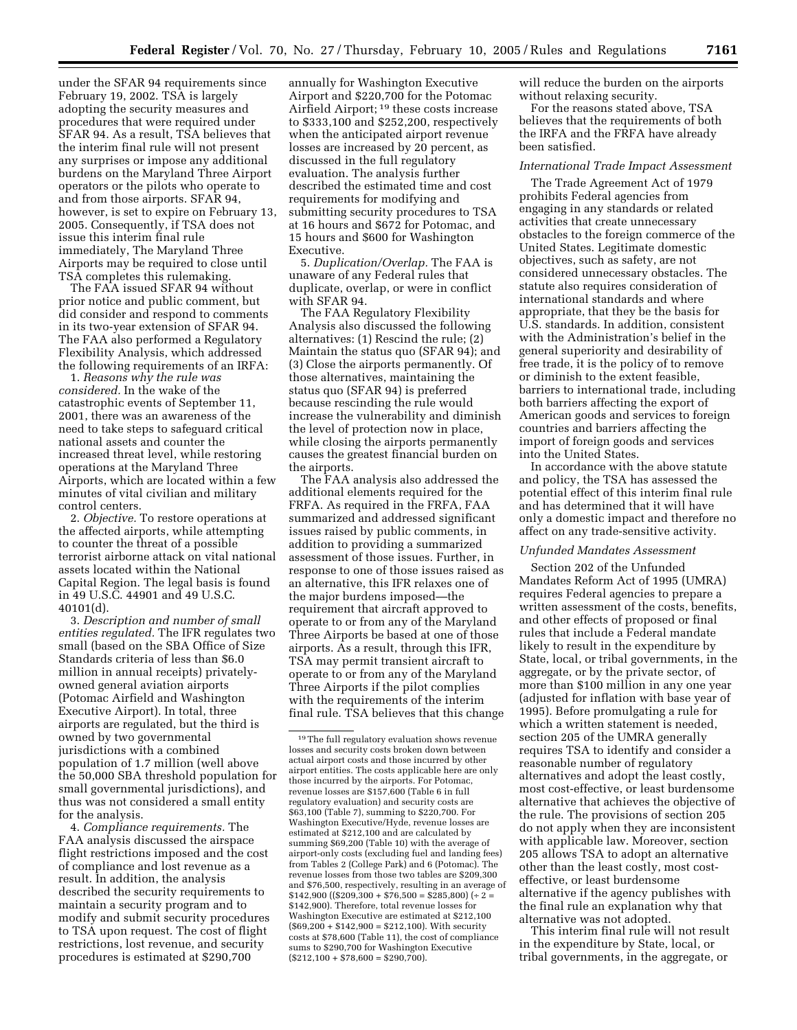under the SFAR 94 requirements since February 19, 2002. TSA is largely adopting the security measures and procedures that were required under SFAR 94. As a result, TSA believes that the interim final rule will not present any surprises or impose any additional burdens on the Maryland Three Airport operators or the pilots who operate to and from those airports. SFAR 94, however, is set to expire on February 13, 2005. Consequently, if TSA does not issue this interim final rule immediately, The Maryland Three Airports may be required to close until TSA completes this rulemaking.

The FAA issued SFAR 94 without prior notice and public comment, but did consider and respond to comments in its two-year extension of SFAR 94. The FAA also performed a Regulatory Flexibility Analysis, which addressed the following requirements of an IRFA:

1. *Reasons why the rule was considered.* In the wake of the catastrophic events of September 11, 2001, there was an awareness of the need to take steps to safeguard critical national assets and counter the increased threat level, while restoring operations at the Maryland Three Airports, which are located within a few minutes of vital civilian and military control centers.

2. *Objective.* To restore operations at the affected airports, while attempting to counter the threat of a possible terrorist airborne attack on vital national assets located within the National Capital Region. The legal basis is found in 49 U.S.C. 44901 and 49 U.S.C. 40101(d).

3. *Description and number of small entities regulated.* The IFR regulates two small (based on the SBA Office of Size Standards criteria of less than $6.0 million in annual receipts) privately-owned general aviation airports (Potomac Airfield and Washington Executive Airport). In total, three airports are regulated, but the third is owned by two governmental jurisdictions with a combined population of 1.7 million (well above the 50,000 SBA threshold population for small governmental jurisdictions), and thus was not considered a small entity for the analysis.

4. *Compliance requirements.* The FAA analysis discussed the airspace flight restrictions imposed and the cost of compliance and lost revenue as a result. In addition, the analysis described the security requirements to maintain a security program and to modify and submit security procedures to TSA upon request. The cost of flight restrictions, lost revenue, and security procedures is estimated at $290,700 annually for Washington Executive Airport and $220,700 for the Potomac Airfield Airport;[19] these costs increase to $333,100 and $252,200, respectively when the anticipated airport revenue losses are increased by 20 percent, as discussed in the full regulatory evaluation. The analysis further described the estimated time and cost requirements for modifying and submitting security procedures to TSA at 16 hours and $672 for Potomac, and 15 hours and $600 for Washington Executive.

5. *Duplication/Overlap.* The FAA is unaware of any Federal rules that duplicate, overlap, or were in conflict with SFAR 94.

The FAA Regulatory Flexibility Analysis also discussed the following alternatives: (1) Rescind the rule; (2) Maintain the status quo (SFAR 94); and (3) Close the airports permanently. Of those alternatives, maintaining the status quo (SFAR 94) is preferred because rescinding the rule would increase the vulnerability and diminish the level of protection now in place, while closing the airports permanently causes the greatest financial burden on the airports.

The FAA analysis also addressed the additional elements required for the FRFA. As required in the FRFA, FAA summarized and addressed significant issues raised by public comments, in addition to providing a summarized assessment of those issues. Further, in response to one of those issues raised as an alternative, this IFR relaxes one of the major burdens imposed—the requirement that aircraft approved to operate to or from any of the Maryland Three Airports be based at one of those airports. As a result, through this IFR, TSA may permit transient aircraft to operate to or from any of the Maryland Three Airports if the pilot complies with the requirements of the interim final rule. TSA believes that this change will reduce the burden on the airports without relaxing security.

For the reasons stated above, TSA believes that the requirements of both the IRFA and the FRFA have already been satisfied.

*International Trade Impact Assessment*

The Trade Agreement Act of 1979 prohibits Federal agencies from engaging in any standards or related activities that create unnecessary obstacles to the foreign commerce of the United States. Legitimate domestic objectives, such as safety, are not considered unnecessary obstacles. The statute also requires consideration of international standards and where appropriate, that they be the basis for U.S. standards. In addition, consistent with the Administration's belief in the general superiority and desirability of free trade, it is the policy of to remove or diminish to the extent feasible, barriers to international trade, including both barriers affecting the export of American goods and services to foreign countries and barriers affecting the import of foreign goods and services into the United States.

In accordance with the above statute and policy, the TSA has assessed the potential effect of this interim final rule and has determined that it will have only a domestic impact and therefore no affect on any trade-sensitive activity.

*Unfunded Mandates Assessment*

Section 202 of the Unfunded Mandates Reform Act of 1995 (UMRA) requires Federal agencies to prepare a written assessment of the costs, benefits, and other effects of proposed or final rules that include a Federal mandate likely to result in the expenditure by State, local, or tribal governments, in the aggregate, or by the private sector, of more than $100 million in any one year (adjusted for inflation with base year of 1995). Before promulgating a rule for which a written statement is needed, section 205 of the UMRA generally requires TSA to identify and consider a reasonable number of regulatory alternatives and adopt the least costly, most cost-effective, or least burdensome alternative that achieves the objective of the rule. The provisions of section 205 do not apply when they are inconsistent with applicable law. Moreover, section 205 allows TSA to adopt an alternative other than the least costly, most cost-effective, or least burdensome alternative if the agency publishes with the final rule an explanation why that alternative was not adopted.

This interim final rule will not result in the expenditure by State, local, or tribal governments, in the aggregate, or

---

[19] The full regulatory evaluation shows revenue losses and security costs broken down between actual airport costs and those incurred by other airport entities. The costs applicable here are only those incurred by the airports. For Potomac, revenue losses are $157,600 (Table 6 in full regulatory evaluation) and security costs are $63,100 (Table 7), summing to $220,700. For Washington Executive/Hyde, revenue losses are estimated at $212,100 and are calculated by summing $69,200 (Table 10) with the average of airport-only costs (excluding fuel and landing fees) from Tables 2 (College Park) and 6 (Potomac). The revenue losses from those two tables are $209,300 and $76,500, respectively, resulting in an average of $142,900 (($209,300 + $76,500 = $285,800) (÷ 2 = $142,900). Therefore, total revenue losses for Washington Executive are estimated at $212,100 ($69,200 + $142,900 = $212,100). With security costs at $78,600 (Table 11), the cost of compliance sums to $290,700 for Washington Executive ($212,100 + $78,600 = $290,700).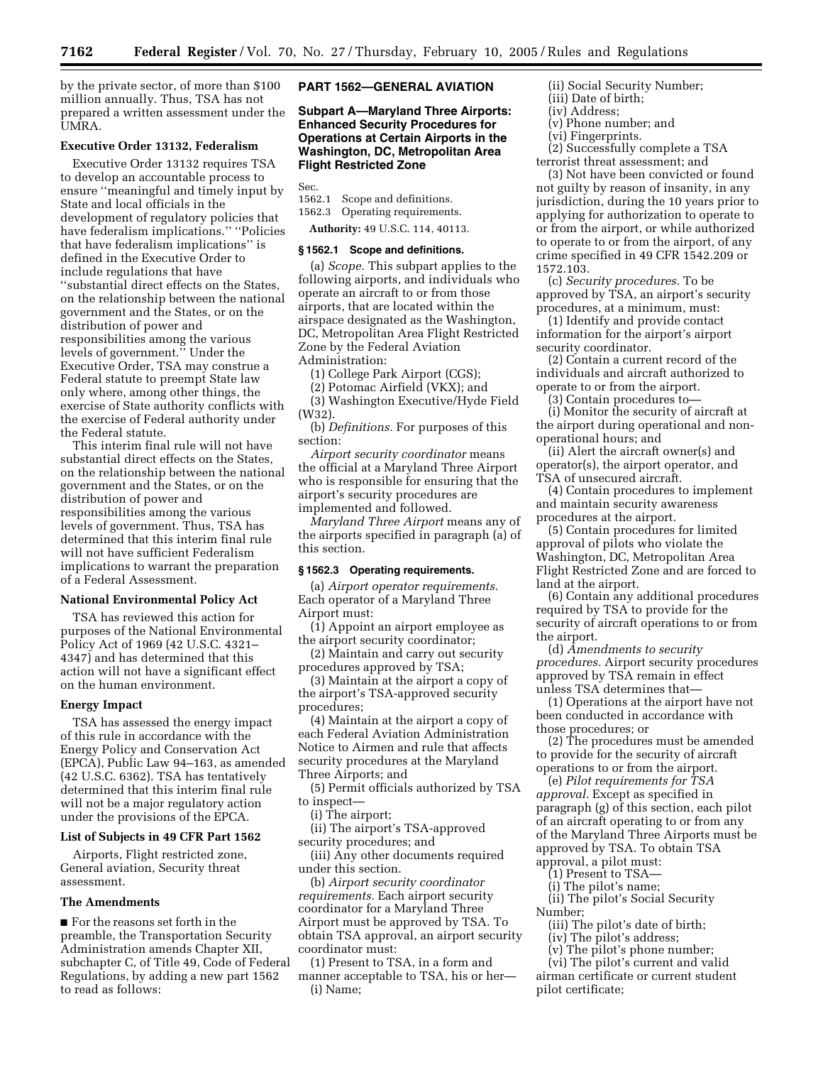by the private sector, of more than $100 million annually. Thus, TSA has not prepared a written assessment under the UMRA.

### Executive Order 13132, Federalism

Executive Order 13132 requires TSA to develop an accountable process to ensure ''meaningful and timely input by State and local officials in the development of regulatory policies that have federalism implications.'' ''Policies that have federalism implications'' is defined in the Executive Order to include regulations that have ''substantial direct effects on the States, on the relationship between the national government and the States, or on the distribution of power and responsibilities among the various levels of government.'' Under the Executive Order, TSA may construe a Federal statute to preempt State law only where, among other things, the exercise of State authority conflicts with the exercise of Federal authority under the Federal statute.

This interim final rule will not have substantial direct effects on the States, on the relationship between the national government and the States, or on the distribution of power and responsibilities among the various levels of government. Thus, TSA has determined that this interim final rule will not have sufficient Federalism implications to warrant the preparation of a Federal Assessment.

### National Environmental Policy Act

TSA has reviewed this action for purposes of the National Environmental Policy Act of 1969 (42 U.S.C. 4321–4347) and has determined that this action will not have a significant effect on the human environment.

### Energy Impact

TSA has assessed the energy impact of this rule in accordance with the Energy Policy and Conservation Act (EPCA), Public Law 94–163, as amended (42 U.S.C. 6362). TSA has tentatively determined that this interim final rule will not be a major regulatory action under the provisions of the EPCA.

### List of Subjects in 49 CFR Part 1562

Airports, Flight restricted zone, General aviation, Security threat assessment.

### The Amendments

■ For the reasons set forth in the preamble, the Transportation Security Administration amends Chapter XII, subchapter C, of Title 49, Code of Federal Regulations, by adding a new part 1562 to read as follows:

## PART 1562—GENERAL AVIATION

### Subpart A—Maryland Three Airports: Enhanced Security Procedures for Operations at Certain Airports in the Washington, DC, Metropolitan Area Flight Restricted Zone

Sec.
1562.1 Scope and definitions.
1562.3 Operating requirements.

**Authority:** 49 U.S.C. 114, 40113.

#### § 1562.1 Scope and definitions.

(a) *Scope.* This subpart applies to the following airports, and individuals who operate an aircraft to or from those airports, that are located within the airspace designated as the Washington, DC, Metropolitan Area Flight Restricted Zone by the Federal Aviation Administration:

(1) College Park Airport (CGS);

(2) Potomac Airfield (VKX); and

(3) Washington Executive/Hyde Field (W32).

(b) *Definitions.* For purposes of this section:

*Airport security coordinator* means the official at a Maryland Three Airport who is responsible for ensuring that the airport's security procedures are implemented and followed.

*Maryland Three Airport* means any of the airports specified in paragraph (a) of this section.

#### § 1562.3 Operating requirements.

(a) *Airport operator requirements.* Each operator of a Maryland Three Airport must:

(1) Appoint an airport employee as the airport security coordinator;

(2) Maintain and carry out security procedures approved by TSA;

(3) Maintain at the airport a copy of the airport's TSA-approved security procedures;

(4) Maintain at the airport a copy of each Federal Aviation Administration Notice to Airmen and rule that affects security procedures at the Maryland Three Airports; and

(5) Permit officials authorized by TSA to inspect—

(i) The airport;

(ii) The airport's TSA-approved security procedures; and

(iii) Any other documents required under this section.

(b) *Airport security coordinator requirements.* Each airport security coordinator for a Maryland Three Airport must be approved by TSA. To obtain TSA approval, an airport security coordinator must:

(1) Present to TSA, in a form and manner acceptable to TSA, his or her—

(i) Name;

(ii) Social Security Number;

(iii) Date of birth;

(iv) Address;

(v) Phone number; and

(vi) Fingerprints.

(2) Successfully complete a TSA terrorist threat assessment; and

(3) Not have been convicted or found not guilty by reason of insanity, in any jurisdiction, during the 10 years prior to applying for authorization to operate to or from the airport, or while authorized to operate to or from the airport, of any crime specified in 49 CFR 1542.209 or 1572.103.

(c) *Security procedures.* To be approved by TSA, an airport's security procedures, at a minimum, must:

(1) Identify and provide contact information for the airport's airport security coordinator.

(2) Contain a current record of the individuals and aircraft authorized to operate to or from the airport.

(3) Contain procedures to—

(i) Monitor the security of aircraft at the airport during operational and non-operational hours; and

(ii) Alert the aircraft owner(s) and operator(s), the airport operator, and TSA of unsecured aircraft.

(4) Contain procedures to implement and maintain security awareness procedures at the airport.

(5) Contain procedures for limited approval of pilots who violate the Washington, DC, Metropolitan Area Flight Restricted Zone and are forced to land at the airport.

(6) Contain any additional procedures required by TSA to provide for the security of aircraft operations to or from the airport.

(d) *Amendments to security procedures.* Airport security procedures approved by TSA remain in effect unless TSA determines that—

(1) Operations at the airport have not been conducted in accordance with those procedures; or

(2) The procedures must be amended to provide for the security of aircraft operations to or from the airport.

(e) *Pilot requirements for TSA approval.* Except as specified in paragraph (g) of this section, each pilot of an aircraft operating to or from any of the Maryland Three Airports must be approved by TSA. To obtain TSA approval, a pilot must:

(1) Present to TSA—

(i) The pilot's name;

(ii) The pilot's Social Security Number;

(iii) The pilot's date of birth;

(iv) The pilot's address;

(v) The pilot's phone number;

(vi) The pilot's current and valid airman certificate or current student pilot certificate;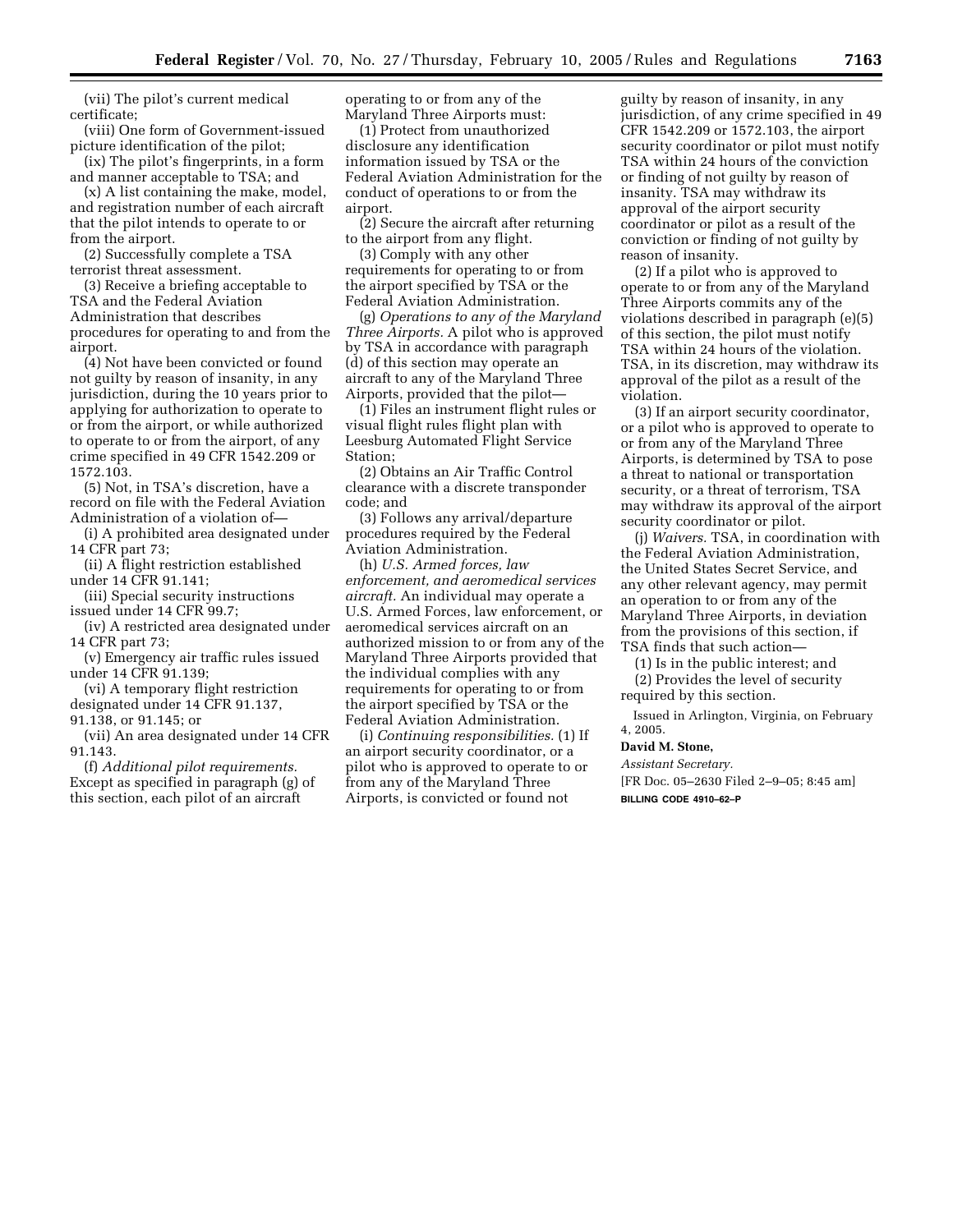(vii) The pilot's current medical certificate;

(viii) One form of Government-issued picture identification of the pilot;

(ix) The pilot's fingerprints, in a form and manner acceptable to TSA; and

(x) A list containing the make, model, and registration number of each aircraft that the pilot intends to operate to or from the airport.

(2) Successfully complete a TSA terrorist threat assessment.

(3) Receive a briefing acceptable to TSA and the Federal Aviation Administration that describes procedures for operating to and from the airport.

(4) Not have been convicted or found not guilty by reason of insanity, in any jurisdiction, during the 10 years prior to applying for authorization to operate to or from the airport, or while authorized to operate to or from the airport, of any crime specified in 49 CFR 1542.209 or 1572.103.

(5) Not, in TSA's discretion, have a record on file with the Federal Aviation Administration of a violation of—

(i) A prohibited area designated under 14 CFR part 73;

(ii) A flight restriction established under 14 CFR 91.141;

(iii) Special security instructions issued under 14 CFR 99.7;

(iv) A restricted area designated under 14 CFR part 73;

(v) Emergency air traffic rules issued under 14 CFR 91.139;

(vi) A temporary flight restriction designated under 14 CFR 91.137, 91.138, or 91.145; or

(vii) An area designated under 14 CFR 91.143.

(f) *Additional pilot requirements.* Except as specified in paragraph (g) of this section, each pilot of an aircraft operating to or from any of the Maryland Three Airports must:

(1) Protect from unauthorized disclosure any identification information issued by TSA or the Federal Aviation Administration for the conduct of operations to or from the airport.

(2) Secure the aircraft after returning to the airport from any flight.

(3) Comply with any other requirements for operating to or from the airport specified by TSA or the Federal Aviation Administration.

(g) *Operations to any of the Maryland Three Airports.* A pilot who is approved by TSA in accordance with paragraph (d) of this section may operate an aircraft to any of the Maryland Three Airports, provided that the pilot—

(1) Files an instrument flight rules or visual flight rules flight plan with Leesburg Automated Flight Service Station;

(2) Obtains an Air Traffic Control clearance with a discrete transponder code; and

(3) Follows any arrival/departure procedures required by the Federal Aviation Administration.

(h) *U.S. Armed forces, law enforcement, and aeromedical services aircraft.* An individual may operate a U.S. Armed Forces, law enforcement, or aeromedical services aircraft on an authorized mission to or from any of the Maryland Three Airports provided that the individual complies with any requirements for operating to or from the airport specified by TSA or the Federal Aviation Administration.

(i) *Continuing responsibilities.* (1) If an airport security coordinator, or a pilot who is approved to operate to or from any of the Maryland Three Airports, is convicted or found not guilty by reason of insanity, in any jurisdiction, of any crime specified in 49 CFR 1542.209 or 1572.103, the airport security coordinator or pilot must notify TSA within 24 hours of the conviction or finding of not guilty by reason of insanity. TSA may withdraw its approval of the airport security coordinator or pilot as a result of the conviction or finding of not guilty by reason of insanity.

(2) If a pilot who is approved to operate to or from any of the Maryland Three Airports commits any of the violations described in paragraph (e)(5) of this section, the pilot must notify TSA within 24 hours of the violation. TSA, in its discretion, may withdraw its approval of the pilot as a result of the violation.

(3) If an airport security coordinator, or a pilot who is approved to operate to or from any of the Maryland Three Airports, is determined by TSA to pose a threat to national or transportation security, or a threat of terrorism, TSA may withdraw its approval of the airport security coordinator or pilot.

(j) *Waivers.* TSA, in coordination with the Federal Aviation Administration, the United States Secret Service, and any other relevant agency, may permit an operation to or from any of the Maryland Three Airports, in deviation from the provisions of this section, if TSA finds that such action—

(1) Is in the public interest; and

(2) Provides the level of security required by this section.

Issued in Arlington, Virginia, on February 4, 2005.

**David M. Stone,**

*Assistant Secretary.*

[FR Doc. 05–2630 Filed 2–9–05; 8:45 am]

**BILLING CODE 4910–62–P**